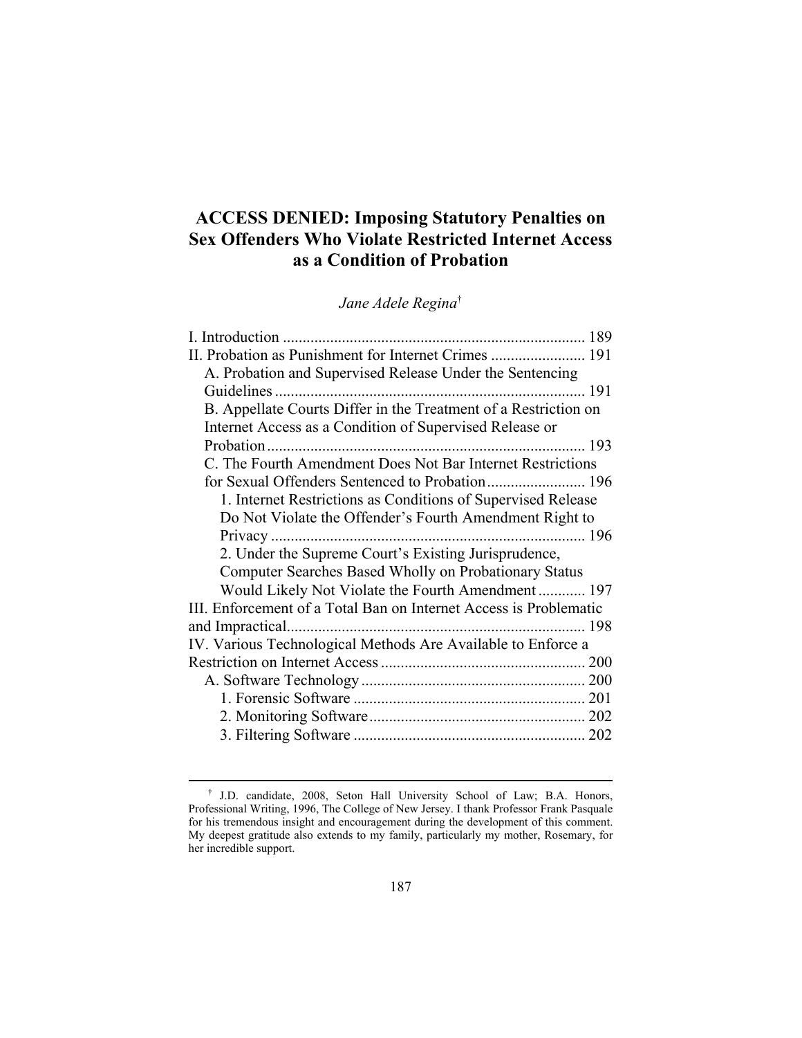# ACCESS DENIED: Imposing Statutory Penalties on Sex Offenders Who Violate Restricted Internet Access as a Condition of Probation

*Jane Adele Regina*[†]

I. Introduction ............................................................................ 189
II. Probation as Punishment for Internet Crimes ........................ 191
  A. Probation and Supervised Release Under the Sentencing Guidelines .............................................................................. 191
  B. Appellate Courts Differ in the Treatment of a Restriction on Internet Access as a Condition of Supervised Release or Probation ................................................................................ 193
  C. The Fourth Amendment Does Not Bar Internet Restrictions for Sexual Offenders Sentenced to Probation......................... 196
    1. Internet Restrictions as Conditions of Supervised Release Do Not Violate the Offender's Fourth Amendment Right to Privacy ............................................................................... 196
    2. Under the Supreme Court's Existing Jurisprudence, Computer Searches Based Wholly on Probationary Status Would Likely Not Violate the Fourth Amendment ............ 197
III. Enforcement of a Total Ban on Internet Access is Problematic and Impractical........................................................................... 198
IV. Various Technological Methods Are Available to Enforce a Restriction on Internet Access .................................................... 200
  A. Software Technology ......................................................... 200
    1. Forensic Software ........................................................... 201
    2. Monitoring Software....................................................... 202
    3. Filtering Software ........................................................... 202

---

[†] J.D. candidate, 2008, Seton Hall University School of Law; B.A. Honors, Professional Writing, 1996, The College of New Jersey. I thank Professor Frank Pasquale for his tremendous insight and encouragement during the development of this comment. My deepest gratitude also extends to my family, particularly my mother, Rosemary, for her incredible support.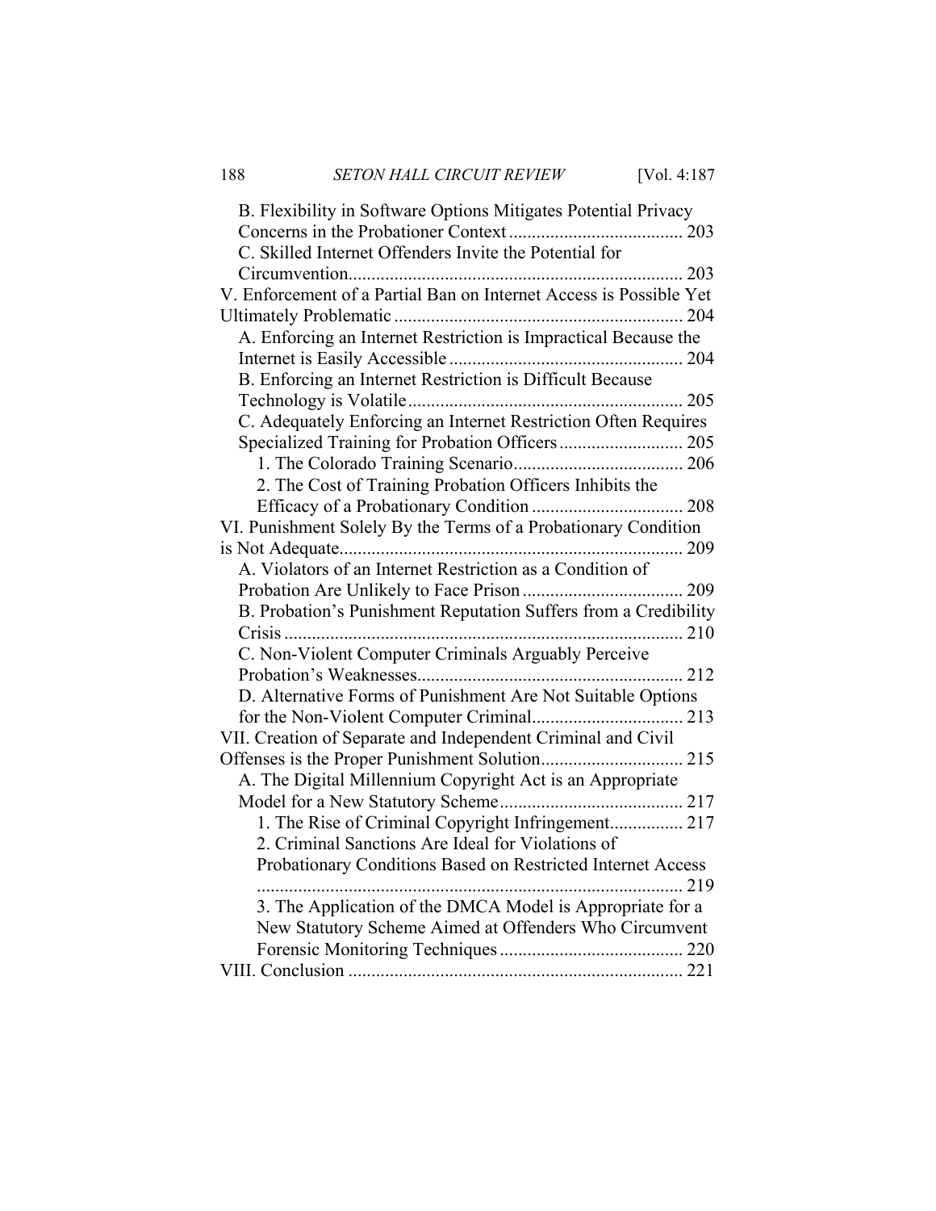B. Flexibility in Software Options Mitigates Potential Privacy Concerns in the Probationer Context ........................................ 203
C. Skilled Internet Offenders Invite the Potential for Circumvention............................................................................ 203

V. Enforcement of a Partial Ban on Internet Access is Possible Yet Ultimately Problematic ................................................................ 204
A. Enforcing an Internet Restriction is Impractical Because the Internet is Easily Accessible .................................................... 204
B. Enforcing an Internet Restriction is Difficult Because Technology is Volatile ............................................................. 205
C. Adequately Enforcing an Internet Restriction Often Requires Specialized Training for Probation Officers ........................... 205
1. The Colorado Training Scenario ..................................... 206
2. The Cost of Training Probation Officers Inhibits the Efficacy of a Probationary Condition ................................. 208

VI. Punishment Solely By the Terms of a Probationary Condition is Not Adequate............................................................................. 209
A. Violators of an Internet Restriction as a Condition of Probation Are Unlikely to Face Prison ................................... 209
B. Probation's Punishment Reputation Suffers from a Credibility Crisis ....................................................................................... 210
C. Non-Violent Computer Criminals Arguably Perceive Probation's Weaknesses........................................................... 212
D. Alternative Forms of Punishment Are Not Suitable Options for the Non-Violent Computer Criminal................................. 213

VII. Creation of Separate and Independent Criminal and Civil Offenses is the Proper Punishment Solution............................... 215
A. The Digital Millennium Copyright Act is an Appropriate Model for a New Statutory Scheme........................................ 217
1. The Rise of Criminal Copyright Infringement................ 217
2. Criminal Sanctions Are Ideal for Violations of Probationary Conditions Based on Restricted Internet Access ............................................................................................ 219
3. The Application of the DMCA Model is Appropriate for a New Statutory Scheme Aimed at Offenders Who Circumvent Forensic Monitoring Techniques ........................................ 220

VIII. Conclusion ......................................................................... 221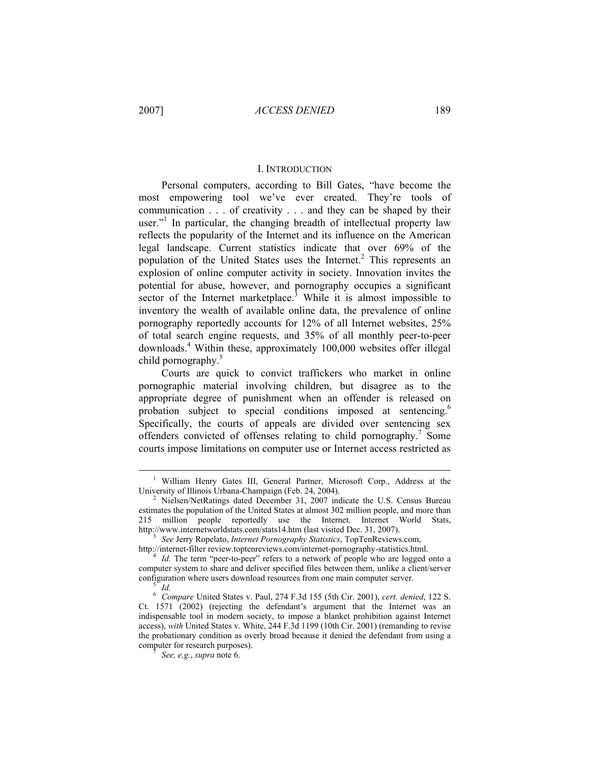## I. INTRODUCTION

Personal computers, according to Bill Gates, "have become the most empowering tool we've ever created. They're tools of communication . . . of creativity . . . and they can be shaped by their user."[1] In particular, the changing breadth of intellectual property law reflects the popularity of the Internet and its influence on the American legal landscape. Current statistics indicate that over 69% of the population of the United States uses the Internet.[2] This represents an explosion of online computer activity in society. Innovation invites the potential for abuse, however, and pornography occupies a significant sector of the Internet marketplace.[3] While it is almost impossible to inventory the wealth of available online data, the prevalence of online pornography reportedly accounts for 12% of all Internet websites, 25% of total search engine requests, and 35% of all monthly peer-to-peer downloads.[4] Within these, approximately 100,000 websites offer illegal child pornography.[5]

Courts are quick to convict traffickers who market in online pornographic material involving children, but disagree as to the appropriate degree of punishment when an offender is released on probation subject to special conditions imposed at sentencing.[6] Specifically, the courts of appeals are divided over sentencing sex offenders convicted of offenses relating to child pornography.[7] Some courts impose limitations on computer use or Internet access restricted as

---

[1] William Henry Gates III, General Partner, Microsoft Corp., Address at the University of Illinois Urbana-Champaign (Feb. 24, 2004).

[2] Nielsen/NetRatings dated December 31, 2007 indicate the U.S. Census Bureau estimates the population of the United States at almost 302 million people, and more than 215 million people reportedly use the Internet. Internet World Stats, http://www.internetworldstats.com/stats14.htm (last visited Dec. 31, 2007).

[3] *See* Jerry Ropelato, *Internet Pornography Statistics*, TopTenReviews.com, http://internet-filter review.toptenreviews.com/internet-pornography-statistics.html.

[4] *Id.* The term "peer-to-peer" refers to a network of people who are logged onto a computer system to share and deliver specified files between them, unlike a client/server configuration where users download resources from one main computer server.

[5] *Id.*

[6] *Compare* United States v. Paul, 274 F.3d 155 (5th Cir. 2001), *cert. denied*, 122 S. Ct. 1571 (2002) (rejecting the defendant's argument that the Internet was an indispensable tool in modern society, to impose a blanket prohibition against Internet access), *with* United States v. White, 244 F.3d 1199 (10th Cir. 2001) (remanding to revise the probationary condition as overly broad because it denied the defendant from using a computer for research purposes).

[7] *See, e.g.*, *supra* note 6.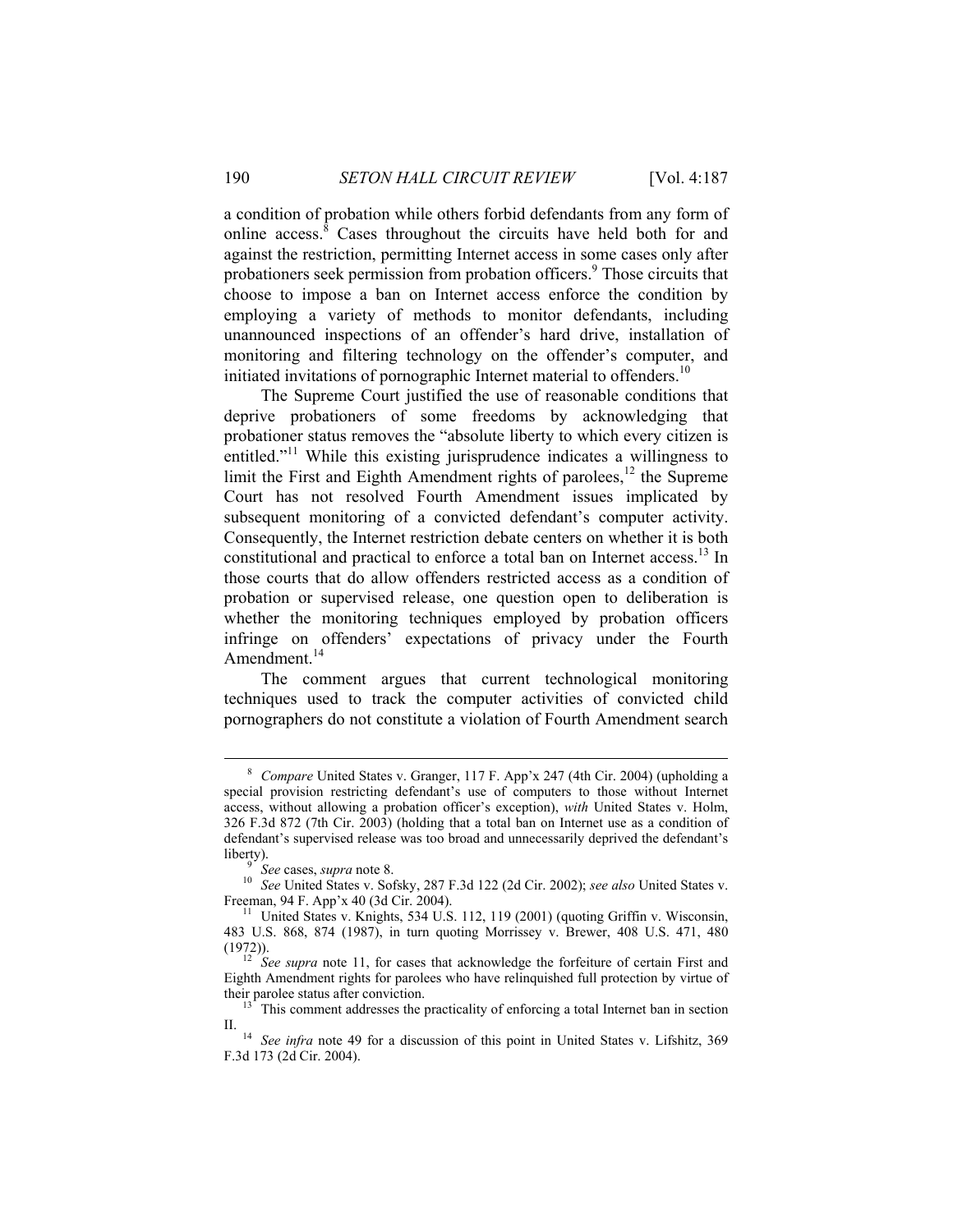a condition of probation while others forbid defendants from any form of online access.[8] Cases throughout the circuits have held both for and against the restriction, permitting Internet access in some cases only after probationers seek permission from probation officers.[9] Those circuits that choose to impose a ban on Internet access enforce the condition by employing a variety of methods to monitor defendants, including unannounced inspections of an offender's hard drive, installation of monitoring and filtering technology on the offender's computer, and initiated invitations of pornographic Internet material to offenders.[10]

The Supreme Court justified the use of reasonable conditions that deprive probationers of some freedoms by acknowledging that probationer status removes the "absolute liberty to which every citizen is entitled."[11] While this existing jurisprudence indicates a willingness to limit the First and Eighth Amendment rights of parolees,[12] the Supreme Court has not resolved Fourth Amendment issues implicated by subsequent monitoring of a convicted defendant's computer activity. Consequently, the Internet restriction debate centers on whether it is both constitutional and practical to enforce a total ban on Internet access.[13] In those courts that do allow offenders restricted access as a condition of probation or supervised release, one question open to deliberation is whether the monitoring techniques employed by probation officers infringe on offenders' expectations of privacy under the Fourth Amendment.[14]

The comment argues that current technological monitoring techniques used to track the computer activities of convicted child pornographers do not constitute a violation of Fourth Amendment search

---

[8] *Compare* United States v. Granger, 117 F. App'x 247 (4th Cir. 2004) (upholding a special provision restricting defendant's use of computers to those without Internet access, without allowing a probation officer's exception), *with* United States v. Holm, 326 F.3d 872 (7th Cir. 2003) (holding that a total ban on Internet use as a condition of defendant's supervised release was too broad and unnecessarily deprived the defendant's liberty).

[9] *See* cases, *supra* note 8.

[10] *See* United States v. Sofsky, 287 F.3d 122 (2d Cir. 2002); *see also* United States v. Freeman, 94 F. App'x 40 (3d Cir. 2004).

[11] United States v. Knights, 534 U.S. 112, 119 (2001) (quoting Griffin v. Wisconsin, 483 U.S. 868, 874 (1987), in turn quoting Morrissey v. Brewer, 408 U.S. 471, 480 (1972)).

[12] *See supra* note 11, for cases that acknowledge the forfeiture of certain First and Eighth Amendment rights for parolees who have relinquished full protection by virtue of their parolee status after conviction.

[13] This comment addresses the practicality of enforcing a total Internet ban in section II.

[14] *See infra* note 49 for a discussion of this point in United States v. Lifshitz, 369 F.3d 173 (2d Cir. 2004).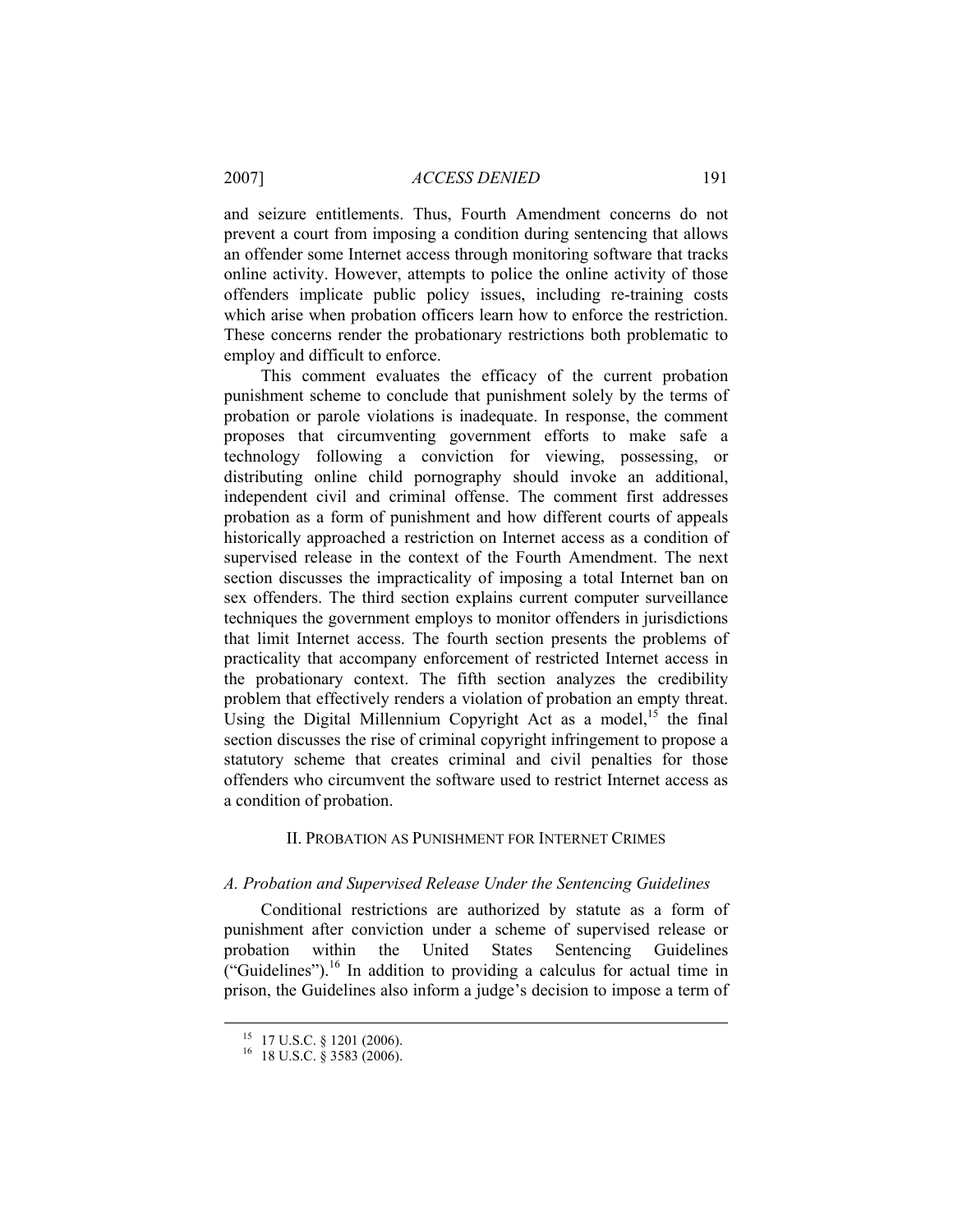and seizure entitlements. Thus, Fourth Amendment concerns do not prevent a court from imposing a condition during sentencing that allows an offender some Internet access through monitoring software that tracks online activity. However, attempts to police the online activity of those offenders implicate public policy issues, including re-training costs which arise when probation officers learn how to enforce the restriction. These concerns render the probationary restrictions both problematic to employ and difficult to enforce.

This comment evaluates the efficacy of the current probation punishment scheme to conclude that punishment solely by the terms of probation or parole violations is inadequate. In response, the comment proposes that circumventing government efforts to make safe a technology following a conviction for viewing, possessing, or distributing online child pornography should invoke an additional, independent civil and criminal offense. The comment first addresses probation as a form of punishment and how different courts of appeals historically approached a restriction on Internet access as a condition of supervised release in the context of the Fourth Amendment. The next section discusses the impracticality of imposing a total Internet ban on sex offenders. The third section explains current computer surveillance techniques the government employs to monitor offenders in jurisdictions that limit Internet access. The fourth section presents the problems of practicality that accompany enforcement of restricted Internet access in the probationary context. The fifth section analyzes the credibility problem that effectively renders a violation of probation an empty threat. Using the Digital Millennium Copyright Act as a model,[15] the final section discusses the rise of criminal copyright infringement to propose a statutory scheme that creates criminal and civil penalties for those offenders who circumvent the software used to restrict Internet access as a condition of probation.

## II. PROBATION AS PUNISHMENT FOR INTERNET CRIMES

### *A. Probation and Supervised Release Under the Sentencing Guidelines*

Conditional restrictions are authorized by statute as a form of punishment after conviction under a scheme of supervised release or probation within the United States Sentencing Guidelines ("Guidelines").[16] In addition to providing a calculus for actual time in prison, the Guidelines also inform a judge's decision to impose a term of

---

[15] 17 U.S.C. § 1201 (2006).

[16] 18 U.S.C. § 3583 (2006).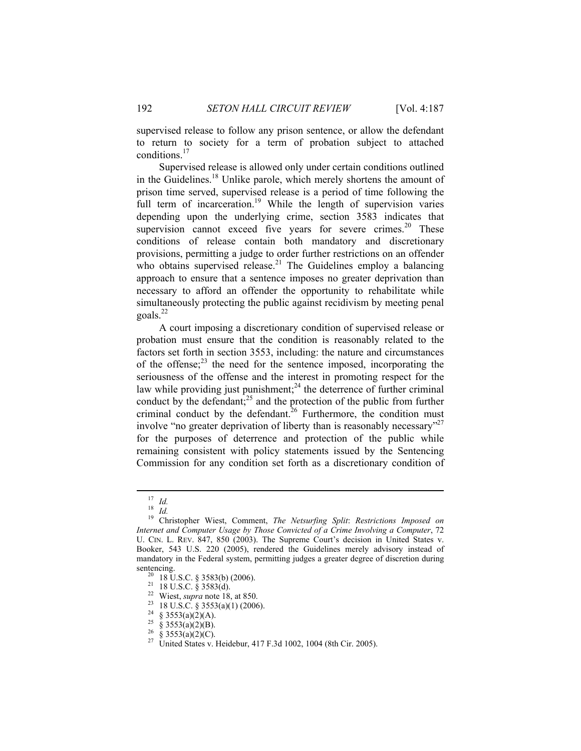supervised release to follow any prison sentence, or allow the defendant to return to society for a term of probation subject to attached conditions.[17]

Supervised release is allowed only under certain conditions outlined in the Guidelines.[18] Unlike parole, which merely shortens the amount of prison time served, supervised release is a period of time following the full term of incarceration.[19] While the length of supervision varies depending upon the underlying crime, section 3583 indicates that supervision cannot exceed five years for severe crimes.[20] These conditions of release contain both mandatory and discretionary provisions, permitting a judge to order further restrictions on an offender who obtains supervised release.[21] The Guidelines employ a balancing approach to ensure that a sentence imposes no greater deprivation than necessary to afford an offender the opportunity to rehabilitate while simultaneously protecting the public against recidivism by meeting penal goals.[22]

A court imposing a discretionary condition of supervised release or probation must ensure that the condition is reasonably related to the factors set forth in section 3553, including: the nature and circumstances of the offense;[23] the need for the sentence imposed, incorporating the seriousness of the offense and the interest in promoting respect for the law while providing just punishment;[24] the deterrence of further criminal conduct by the defendant;[25] and the protection of the public from further criminal conduct by the defendant.[26] Furthermore, the condition must involve "no greater deprivation of liberty than is reasonably necessary"[27] for the purposes of deterrence and protection of the public while remaining consistent with policy statements issued by the Sentencing Commission for any condition set forth as a discretionary condition of

---

[17] *Id.*

[18] *Id.*

[19] Christopher Wiest, Comment, *The Netsurfing Split*: *Restrictions Imposed on Internet and Computer Usage by Those Convicted of a Crime Involving a Computer*, 72 U. CIN. L. REV. 847, 850 (2003). The Supreme Court's decision in United States v. Booker, 543 U.S. 220 (2005), rendered the Guidelines merely advisory instead of mandatory in the Federal system, permitting judges a greater degree of discretion during sentencing.

[20] 18 U.S.C. § 3583(b) (2006).

[21] 18 U.S.C. § 3583(d).

[22] Wiest, *supra* note 18, at 850.

[23] 18 U.S.C. § 3553(a)(1) (2006).

[24] § 3553(a)(2)(A).

[25] § 3553(a)(2)(B).

[26] § 3553(a)(2)(C).

[27] United States v. Heidebur, 417 F.3d 1002, 1004 (8th Cir. 2005).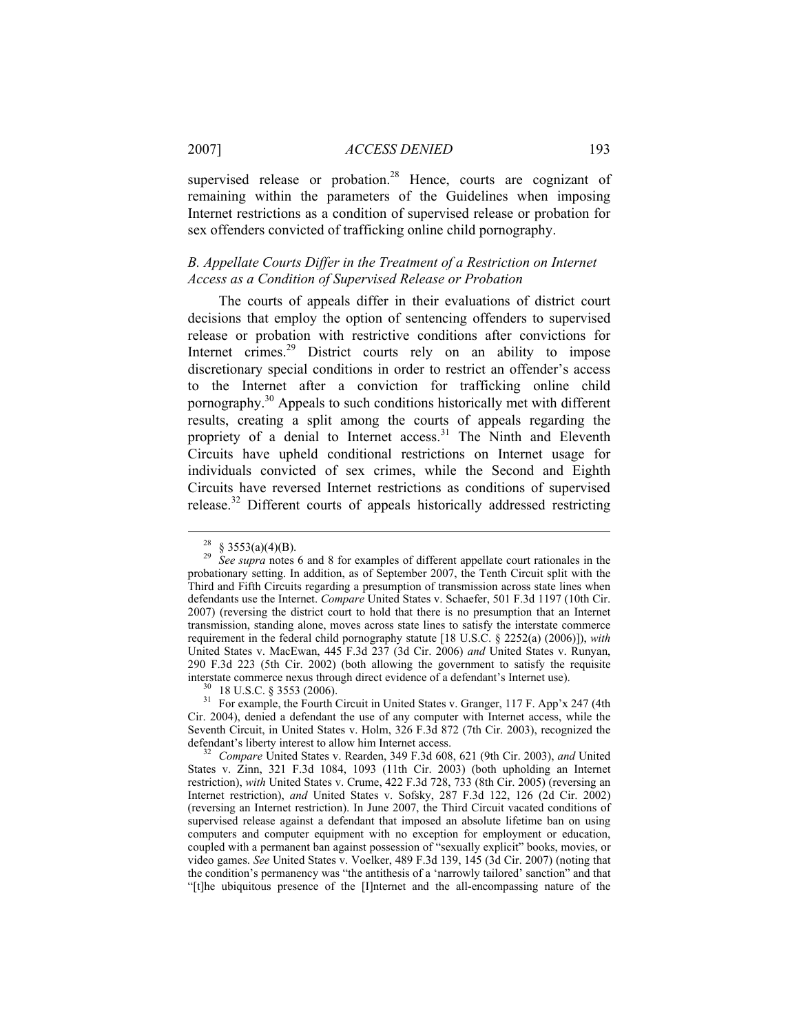supervised release or probation.[28] Hence, courts are cognizant of remaining within the parameters of the Guidelines when imposing Internet restrictions as a condition of supervised release or probation for sex offenders convicted of trafficking online child pornography.

### *B. Appellate Courts Differ in the Treatment of a Restriction on Internet Access as a Condition of Supervised Release or Probation*

The courts of appeals differ in their evaluations of district court decisions that employ the option of sentencing offenders to supervised release or probation with restrictive conditions after convictions for Internet crimes.[29] District courts rely on an ability to impose discretionary special conditions in order to restrict an offender's access to the Internet after a conviction for trafficking online child pornography.[30] Appeals to such conditions historically met with different results, creating a split among the courts of appeals regarding the propriety of a denial to Internet access.[31] The Ninth and Eleventh Circuits have upheld conditional restrictions on Internet usage for individuals convicted of sex crimes, while the Second and Eighth Circuits have reversed Internet restrictions as conditions of supervised release.[32] Different courts of appeals historically addressed restricting

---

[28] § 3553(a)(4)(B).

[29] *See supra* notes 6 and 8 for examples of different appellate court rationales in the probationary setting. In addition, as of September 2007, the Tenth Circuit split with the Third and Fifth Circuits regarding a presumption of transmission across state lines when defendants use the Internet. *Compare* United States v. Schaefer, 501 F.3d 1197 (10th Cir. 2007) (reversing the district court to hold that there is no presumption that an Internet transmission, standing alone, moves across state lines to satisfy the interstate commerce requirement in the federal child pornography statute [18 U.S.C. § 2252(a) (2006)]), *with* United States v. MacEwan, 445 F.3d 237 (3d Cir. 2006) *and* United States v. Runyan, 290 F.3d 223 (5th Cir. 2002) (both allowing the government to satisfy the requisite interstate commerce nexus through direct evidence of a defendant's Internet use).

[30] 18 U.S.C. § 3553 (2006).

[31] For example, the Fourth Circuit in United States v. Granger, 117 F. App'x 247 (4th Cir. 2004), denied a defendant the use of any computer with Internet access, while the Seventh Circuit, in United States v. Holm, 326 F.3d 872 (7th Cir. 2003), recognized the defendant's liberty interest to allow him Internet access.

[32] *Compare* United States v. Rearden, 349 F.3d 608, 621 (9th Cir. 2003), *and* United States v. Zinn, 321 F.3d 1084, 1093 (11th Cir. 2003) (both upholding an Internet restriction), *with* United States v. Crume, 422 F.3d 728, 733 (8th Cir. 2005) (reversing an Internet restriction), *and* United States v. Sofsky, 287 F.3d 122, 126 (2d Cir. 2002) (reversing an Internet restriction). In June 2007, the Third Circuit vacated conditions of supervised release against a defendant that imposed an absolute lifetime ban on using computers and computer equipment with no exception for employment or education, coupled with a permanent ban against possession of "sexually explicit" books, movies, or video games. *See* United States v. Voelker, 489 F.3d 139, 145 (3d Cir. 2007) (noting that the condition's permanency was "the antithesis of a 'narrowly tailored' sanction" and that "[t]he ubiquitous presence of the [I]nternet and the all-encompassing nature of the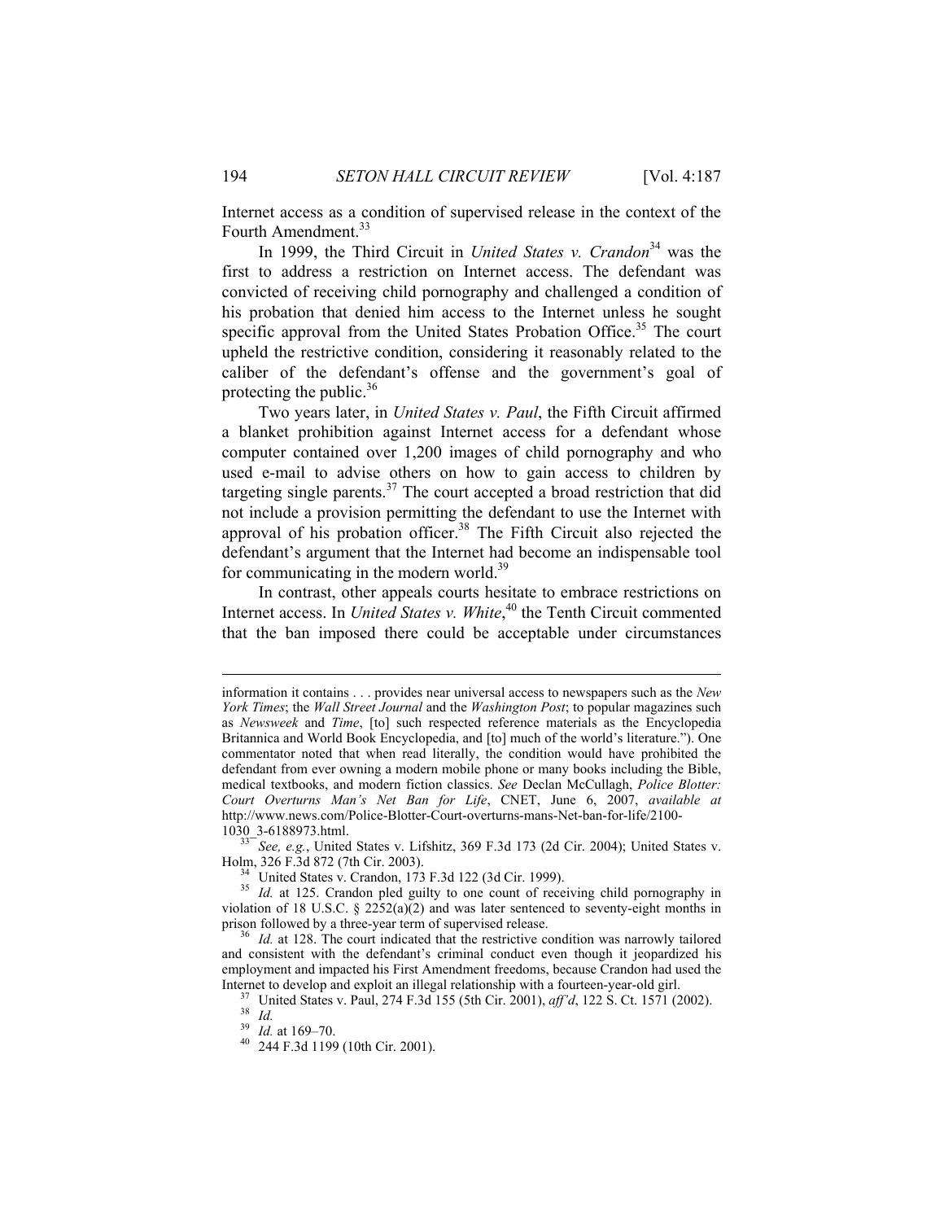Internet access as a condition of supervised release in the context of the Fourth Amendment.[33]

In 1999, the Third Circuit in *United States v. Crandon*[34] was the first to address a restriction on Internet access. The defendant was convicted of receiving child pornography and challenged a condition of his probation that denied him access to the Internet unless he sought specific approval from the United States Probation Office.[35] The court upheld the restrictive condition, considering it reasonably related to the caliber of the defendant's offense and the government's goal of protecting the public.[36]

Two years later, in *United States v. Paul*, the Fifth Circuit affirmed a blanket prohibition against Internet access for a defendant whose computer contained over 1,200 images of child pornography and who used e-mail to advise others on how to gain access to children by targeting single parents.[37] The court accepted a broad restriction that did not include a provision permitting the defendant to use the Internet with approval of his probation officer.[38] The Fifth Circuit also rejected the defendant's argument that the Internet had become an indispensable tool for communicating in the modern world.[39]

In contrast, other appeals courts hesitate to embrace restrictions on Internet access. In *United States v. White*,[40] the Tenth Circuit commented that the ban imposed there could be acceptable under circumstances

---

information it contains . . . provides near universal access to newspapers such as the *New York Times*; the *Wall Street Journal* and the *Washington Post*; to popular magazines such as *Newsweek* and *Time*, [to] such respected reference materials as the Encyclopedia Britannica and World Book Encyclopedia, and [to] much of the world's literature."). One commentator noted that when read literally, the condition would have prohibited the defendant from ever owning a modern mobile phone or many books including the Bible, medical textbooks, and modern fiction classics. *See* Declan McCullagh, *Police Blotter: Court Overturns Man's Net Ban for Life*, CNET, June 6, 2007, *available at* http://www.news.com/Police-Blotter-Court-overturns-mans-Net-ban-for-life/2100-1030_3-6188973.html.

[33] *See, e.g.*, United States v. Lifshitz, 369 F.3d 173 (2d Cir. 2004); United States v. Holm, 326 F.3d 872 (7th Cir. 2003).

[34] United States v. Crandon, 173 F.3d 122 (3d Cir. 1999).

[35] *Id.* at 125. Crandon pled guilty to one count of receiving child pornography in violation of 18 U.S.C. § 2252(a)(2) and was later sentenced to seventy-eight months in prison followed by a three-year term of supervised release.

[36] *Id.* at 128. The court indicated that the restrictive condition was narrowly tailored and consistent with the defendant's criminal conduct even though it jeopardized his employment and impacted his First Amendment freedoms, because Crandon had used the Internet to develop and exploit an illegal relationship with a fourteen-year-old girl.

[37] United States v. Paul, 274 F.3d 155 (5th Cir. 2001), *aff'd*, 122 S. Ct. 1571 (2002).

[38] *Id.*

[39] *Id.* at 169–70.

[40] 244 F.3d 1199 (10th Cir. 2001).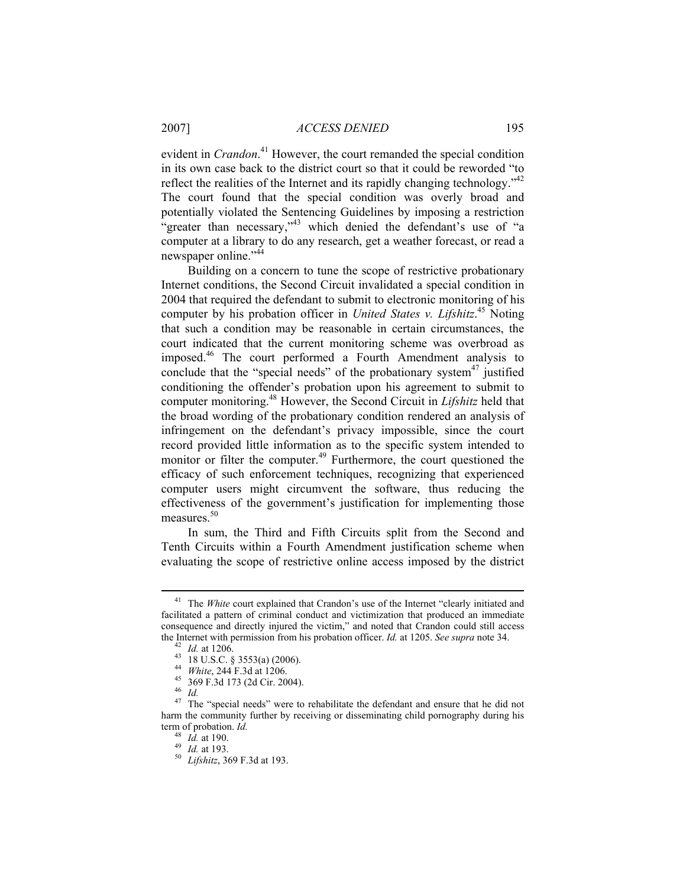evident in *Crandon*.[41] However, the court remanded the special condition in its own case back to the district court so that it could be reworded "to reflect the realities of the Internet and its rapidly changing technology."[42] The court found that the special condition was overly broad and potentially violated the Sentencing Guidelines by imposing a restriction "greater than necessary,"[43] which denied the defendant's use of "a computer at a library to do any research, get a weather forecast, or read a newspaper online."[44]

Building on a concern to tune the scope of restrictive probationary Internet conditions, the Second Circuit invalidated a special condition in 2004 that required the defendant to submit to electronic monitoring of his computer by his probation officer in *United States v. Lifshitz*.[45] Noting that such a condition may be reasonable in certain circumstances, the court indicated that the current monitoring scheme was overbroad as imposed.[46] The court performed a Fourth Amendment analysis to conclude that the "special needs" of the probationary system[47] justified conditioning the offender's probation upon his agreement to submit to computer monitoring.[48] However, the Second Circuit in *Lifshitz* held that the broad wording of the probationary condition rendered an analysis of infringement on the defendant's privacy impossible, since the court record provided little information as to the specific system intended to monitor or filter the computer.[49] Furthermore, the court questioned the efficacy of such enforcement techniques, recognizing that experienced computer users might circumvent the software, thus reducing the effectiveness of the government's justification for implementing those measures.[50]

In sum, the Third and Fifth Circuits split from the Second and Tenth Circuits within a Fourth Amendment justification scheme when evaluating the scope of restrictive online access imposed by the district

---

[41] The *White* court explained that Crandon's use of the Internet "clearly initiated and facilitated a pattern of criminal conduct and victimization that produced an immediate consequence and directly injured the victim," and noted that Crandon could still access the Internet with permission from his probation officer. *Id.* at 1205. *See supra* note 34.

[42] *Id.* at 1206.

[43] 18 U.S.C. § 3553(a) (2006).

[44] *White*, 244 F.3d at 1206.

[45] 369 F.3d 173 (2d Cir. 2004).

[46] *Id.*

[47] The "special needs" were to rehabilitate the defendant and ensure that he did not harm the community further by receiving or disseminating child pornography during his term of probation. *Id.*

[48] *Id.* at 190.

[49] *Id.* at 193.

[50] *Lifshitz*, 369 F.3d at 193.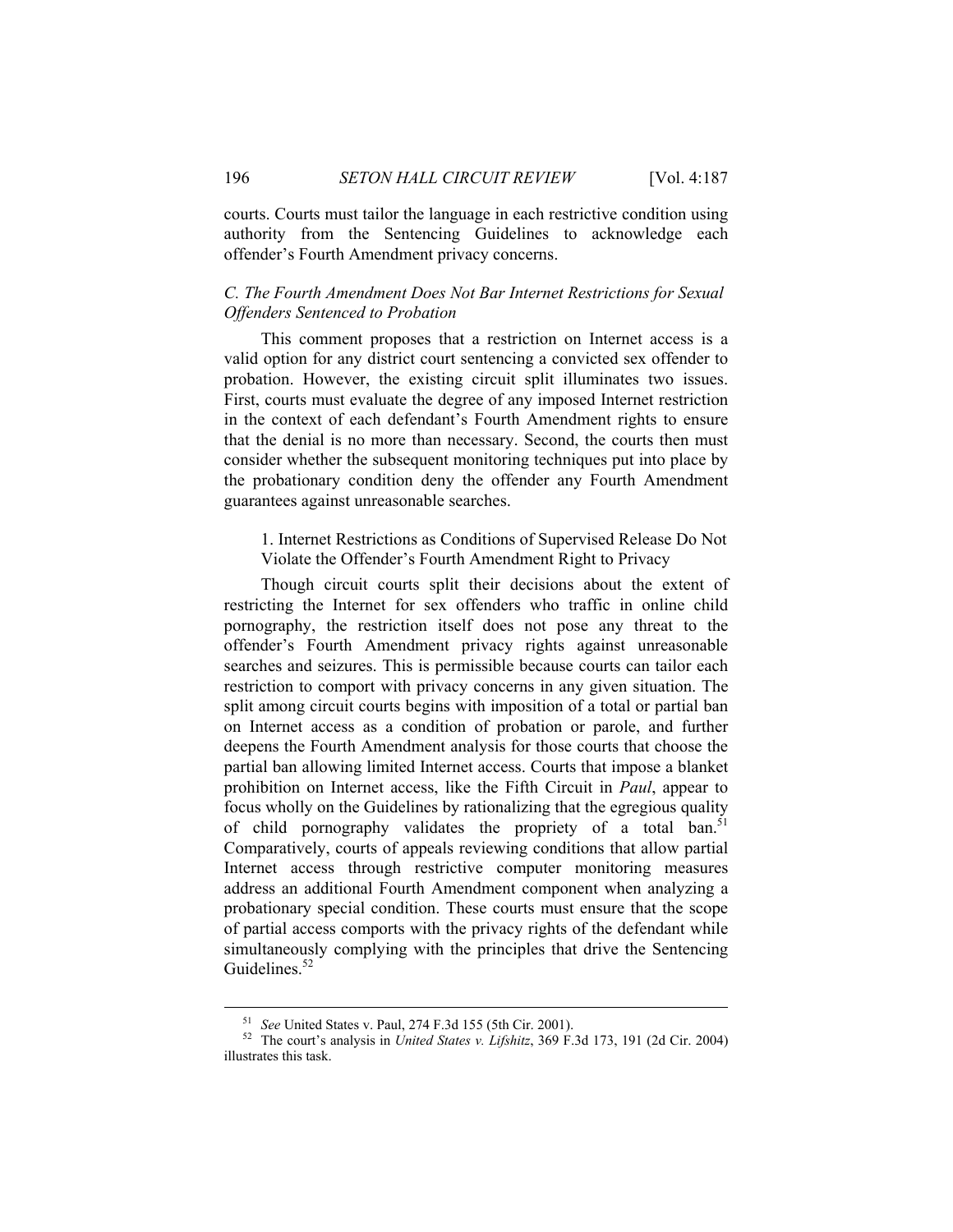courts. Courts must tailor the language in each restrictive condition using authority from the Sentencing Guidelines to acknowledge each offender's Fourth Amendment privacy concerns.

### *C. The Fourth Amendment Does Not Bar Internet Restrictions for Sexual Offenders Sentenced to Probation*

This comment proposes that a restriction on Internet access is a valid option for any district court sentencing a convicted sex offender to probation. However, the existing circuit split illuminates two issues. First, courts must evaluate the degree of any imposed Internet restriction in the context of each defendant's Fourth Amendment rights to ensure that the denial is no more than necessary. Second, the courts then must consider whether the subsequent monitoring techniques put into place by the probationary condition deny the offender any Fourth Amendment guarantees against unreasonable searches.

#### 1. Internet Restrictions as Conditions of Supervised Release Do Not Violate the Offender's Fourth Amendment Right to Privacy

Though circuit courts split their decisions about the extent of restricting the Internet for sex offenders who traffic in online child pornography, the restriction itself does not pose any threat to the offender's Fourth Amendment privacy rights against unreasonable searches and seizures. This is permissible because courts can tailor each restriction to comport with privacy concerns in any given situation. The split among circuit courts begins with imposition of a total or partial ban on Internet access as a condition of probation or parole, and further deepens the Fourth Amendment analysis for those courts that choose the partial ban allowing limited Internet access. Courts that impose a blanket prohibition on Internet access, like the Fifth Circuit in *Paul*, appear to focus wholly on the Guidelines by rationalizing that the egregious quality of child pornography validates the propriety of a total ban.[51] Comparatively, courts of appeals reviewing conditions that allow partial Internet access through restrictive computer monitoring measures address an additional Fourth Amendment component when analyzing a probationary special condition. These courts must ensure that the scope of partial access comports with the privacy rights of the defendant while simultaneously complying with the principles that drive the Sentencing Guidelines.[52]

---

[51] *See* United States v. Paul, 274 F.3d 155 (5th Cir. 2001).

[52] The court's analysis in *United States v. Lifshitz*, 369 F.3d 173, 191 (2d Cir. 2004) illustrates this task.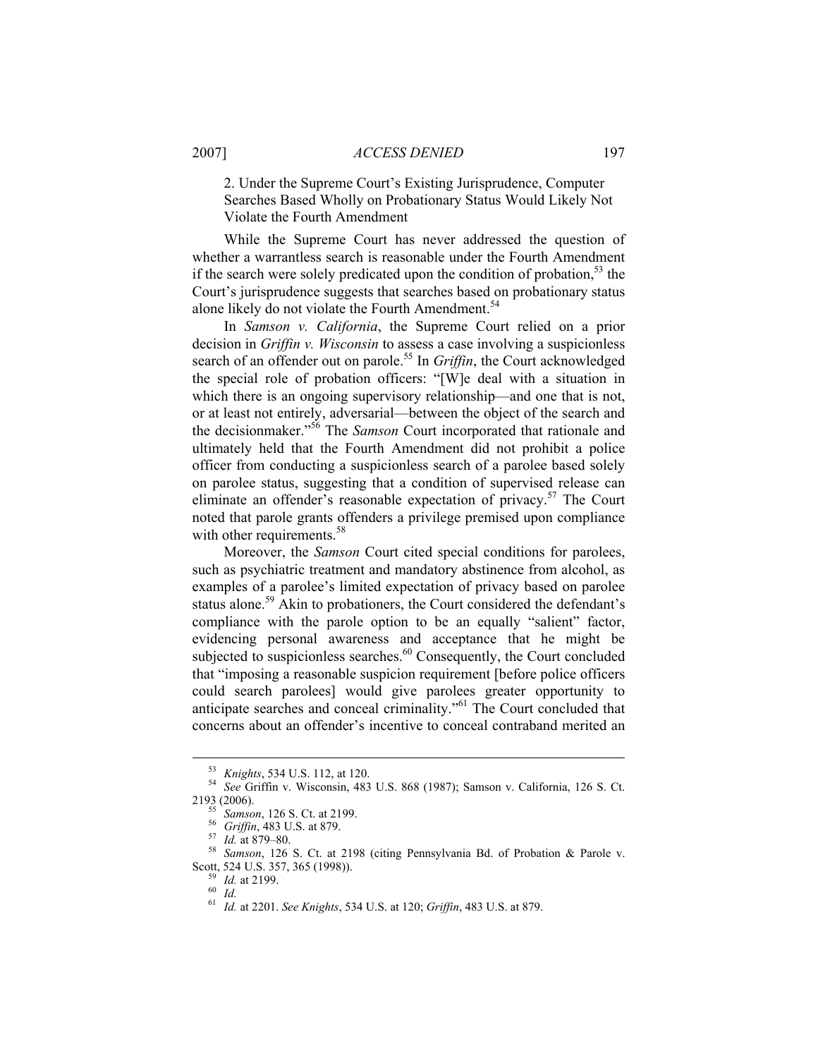### 2. Under the Supreme Court's Existing Jurisprudence, Computer Searches Based Wholly on Probationary Status Would Likely Not Violate the Fourth Amendment

While the Supreme Court has never addressed the question of whether a warrantless search is reasonable under the Fourth Amendment if the search were solely predicated upon the condition of probation,[53] the Court's jurisprudence suggests that searches based on probationary status alone likely do not violate the Fourth Amendment.[54]

In *Samson v. California*, the Supreme Court relied on a prior decision in *Griffin v. Wisconsin* to assess a case involving a suspicionless search of an offender out on parole.[55] In *Griffin*, the Court acknowledged the special role of probation officers: "[W]e deal with a situation in which there is an ongoing supervisory relationship—and one that is not, or at least not entirely, adversarial—between the object of the search and the decisionmaker."[56] The *Samson* Court incorporated that rationale and ultimately held that the Fourth Amendment did not prohibit a police officer from conducting a suspicionless search of a parolee based solely on parolee status, suggesting that a condition of supervised release can eliminate an offender's reasonable expectation of privacy.[57] The Court noted that parole grants offenders a privilege premised upon compliance with other requirements.[58]

Moreover, the *Samson* Court cited special conditions for parolees, such as psychiatric treatment and mandatory abstinence from alcohol, as examples of a parolee's limited expectation of privacy based on parolee status alone.[59] Akin to probationers, the Court considered the defendant's compliance with the parole option to be an equally "salient" factor, evidencing personal awareness and acceptance that he might be subjected to suspicionless searches.[60] Consequently, the Court concluded that "imposing a reasonable suspicion requirement [before police officers could search parolees] would give parolees greater opportunity to anticipate searches and conceal criminality."[61] The Court concluded that concerns about an offender's incentive to conceal contraband merited an

---

[53] *Knights*, 534 U.S. 112, at 120.

[54] *See* Griffin v. Wisconsin, 483 U.S. 868 (1987); Samson v. California, 126 S. Ct. 2193 (2006).

[55] *Samson*, 126 S. Ct. at 2199.

[56] *Griffin*, 483 U.S. at 879.

[57] *Id.* at 879–80.

[58] *Samson*, 126 S. Ct. at 2198 (citing Pennsylvania Bd. of Probation & Parole v. Scott, 524 U.S. 357, 365 (1998)).

[59] *Id.* at 2199.

[60] *Id.*

[61] *Id.* at 2201. *See Knights*, 534 U.S. at 120; *Griffin*, 483 U.S. at 879.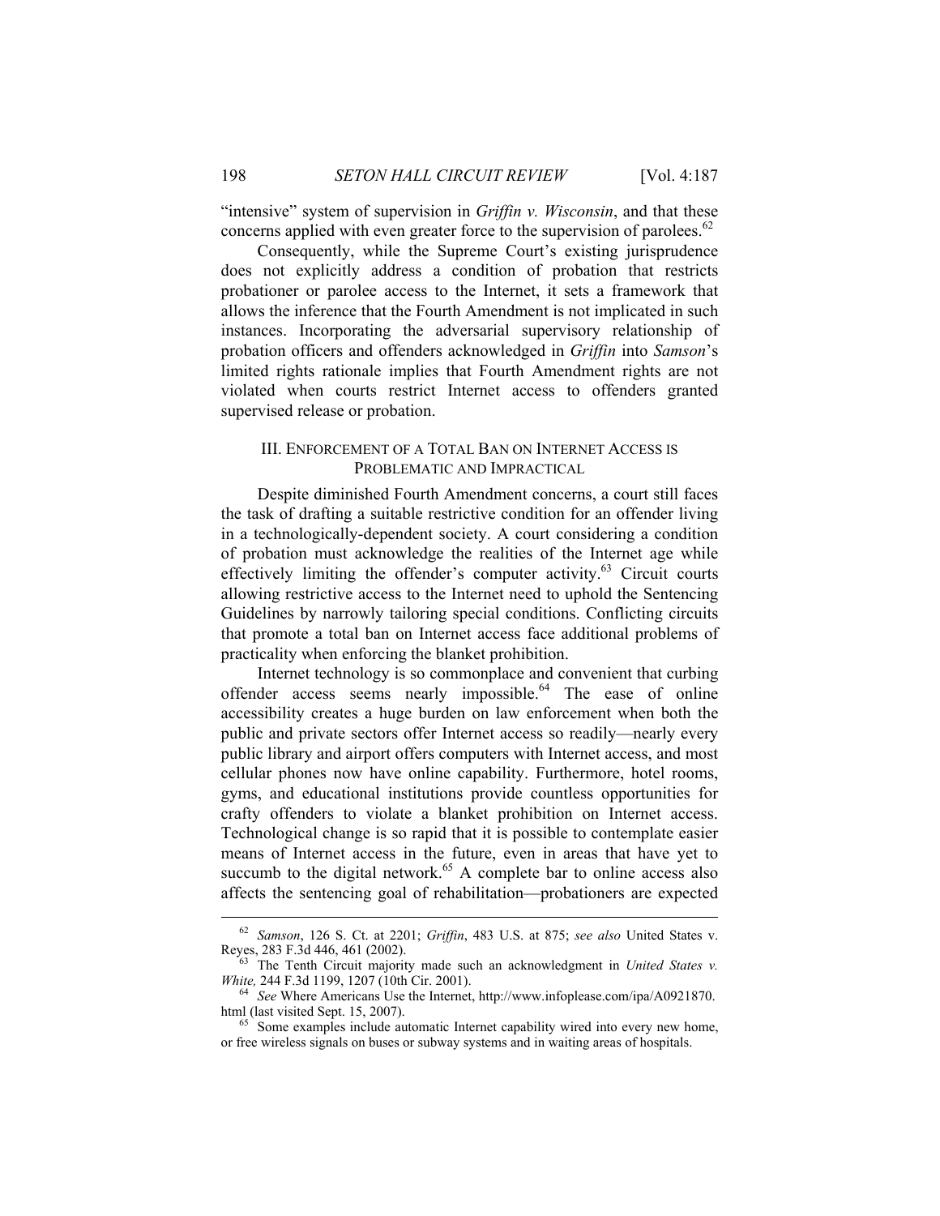"intensive" system of supervision in *Griffin v. Wisconsin*, and that these concerns applied with even greater force to the supervision of parolees.[62]

Consequently, while the Supreme Court's existing jurisprudence does not explicitly address a condition of probation that restricts probationer or parolee access to the Internet, it sets a framework that allows the inference that the Fourth Amendment is not implicated in such instances. Incorporating the adversarial supervisory relationship of probation officers and offenders acknowledged in *Griffin* into *Samson*'s limited rights rationale implies that Fourth Amendment rights are not violated when courts restrict Internet access to offenders granted supervised release or probation.

## III. ENFORCEMENT OF A TOTAL BAN ON INTERNET ACCESS IS PROBLEMATIC AND IMPRACTICAL

Despite diminished Fourth Amendment concerns, a court still faces the task of drafting a suitable restrictive condition for an offender living in a technologically-dependent society. A court considering a condition of probation must acknowledge the realities of the Internet age while effectively limiting the offender's computer activity.[63] Circuit courts allowing restrictive access to the Internet need to uphold the Sentencing Guidelines by narrowly tailoring special conditions. Conflicting circuits that promote a total ban on Internet access face additional problems of practicality when enforcing the blanket prohibition.

Internet technology is so commonplace and convenient that curbing offender access seems nearly impossible.[64] The ease of online accessibility creates a huge burden on law enforcement when both the public and private sectors offer Internet access so readily—nearly every public library and airport offers computers with Internet access, and most cellular phones now have online capability. Furthermore, hotel rooms, gyms, and educational institutions provide countless opportunities for crafty offenders to violate a blanket prohibition on Internet access. Technological change is so rapid that it is possible to contemplate easier means of Internet access in the future, even in areas that have yet to succumb to the digital network.[65] A complete bar to online access also affects the sentencing goal of rehabilitation—probationers are expected

---

[62] *Samson*, 126 S. Ct. at 2201; *Griffin*, 483 U.S. at 875; *see also* United States v. Reyes, 283 F.3d 446, 461 (2002).

[63] The Tenth Circuit majority made such an acknowledgment in *United States v. White,* 244 F.3d 1199, 1207 (10th Cir. 2001).

[64] *See* Where Americans Use the Internet, http://www.infoplease.com/ipa/A0921870.html (last visited Sept. 15, 2007).

[65] Some examples include automatic Internet capability wired into every new home, or free wireless signals on buses or subway systems and in waiting areas of hospitals.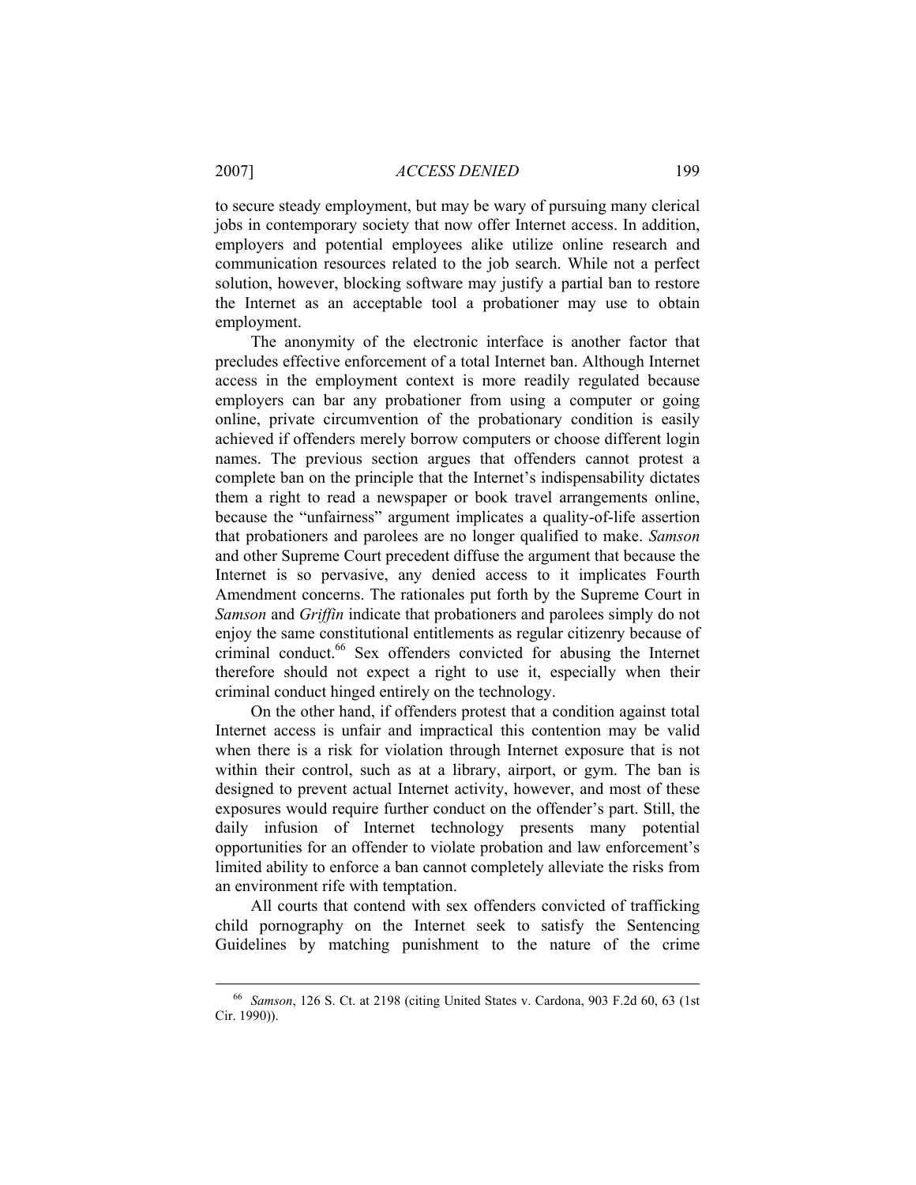to secure steady employment, but may be wary of pursuing many clerical jobs in contemporary society that now offer Internet access. In addition, employers and potential employees alike utilize online research and communication resources related to the job search. While not a perfect solution, however, blocking software may justify a partial ban to restore the Internet as an acceptable tool a probationer may use to obtain employment.

The anonymity of the electronic interface is another factor that precludes effective enforcement of a total Internet ban. Although Internet access in the employment context is more readily regulated because employers can bar any probationer from using a computer or going online, private circumvention of the probationary condition is easily achieved if offenders merely borrow computers or choose different login names. The previous section argues that offenders cannot protest a complete ban on the principle that the Internet's indispensability dictates them a right to read a newspaper or book travel arrangements online, because the "unfairness" argument implicates a quality-of-life assertion that probationers and parolees are no longer qualified to make. *Samson* and other Supreme Court precedent diffuse the argument that because the Internet is so pervasive, any denied access to it implicates Fourth Amendment concerns. The rationales put forth by the Supreme Court in *Samson* and *Griffin* indicate that probationers and parolees simply do not enjoy the same constitutional entitlements as regular citizenry because of criminal conduct.[66] Sex offenders convicted for abusing the Internet therefore should not expect a right to use it, especially when their criminal conduct hinged entirely on the technology.

On the other hand, if offenders protest that a condition against total Internet access is unfair and impractical this contention may be valid when there is a risk for violation through Internet exposure that is not within their control, such as at a library, airport, or gym. The ban is designed to prevent actual Internet activity, however, and most of these exposures would require further conduct on the offender's part. Still, the daily infusion of Internet technology presents many potential opportunities for an offender to violate probation and law enforcement's limited ability to enforce a ban cannot completely alleviate the risks from an environment rife with temptation.

All courts that contend with sex offenders convicted of trafficking child pornography on the Internet seek to satisfy the Sentencing Guidelines by matching punishment to the nature of the crime

---

[66] *Samson*, 126 S. Ct. at 2198 (citing United States v. Cardona, 903 F.2d 60, 63 (1st Cir. 1990)).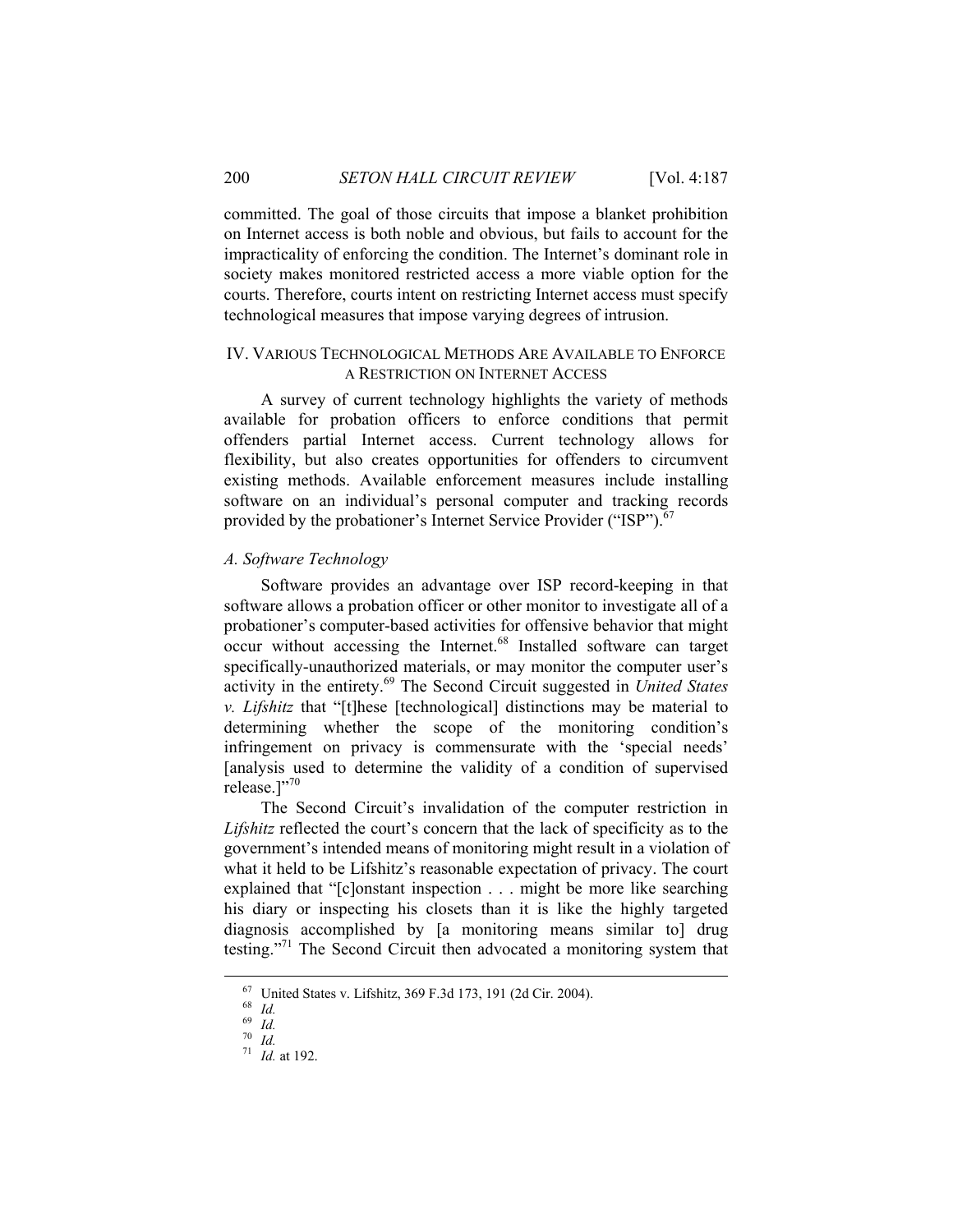committed. The goal of those circuits that impose a blanket prohibition on Internet access is both noble and obvious, but fails to account for the impracticality of enforcing the condition. The Internet's dominant role in society makes monitored restricted access a more viable option for the courts. Therefore, courts intent on restricting Internet access must specify technological measures that impose varying degrees of intrusion.

## IV. VARIOUS TECHNOLOGICAL METHODS ARE AVAILABLE TO ENFORCE A RESTRICTION ON INTERNET ACCESS

A survey of current technology highlights the variety of methods available for probation officers to enforce conditions that permit offenders partial Internet access. Current technology allows for flexibility, but also creates opportunities for offenders to circumvent existing methods. Available enforcement measures include installing software on an individual's personal computer and tracking records provided by the probationer's Internet Service Provider ("ISP").[67]

### *A. Software Technology*

Software provides an advantage over ISP record-keeping in that software allows a probation officer or other monitor to investigate all of a probationer's computer-based activities for offensive behavior that might occur without accessing the Internet.[68] Installed software can target specifically-unauthorized materials, or may monitor the computer user's activity in the entirety.[69] The Second Circuit suggested in *United States v. Lifshitz* that "[t]hese [technological] distinctions may be material to determining whether the scope of the monitoring condition's infringement on privacy is commensurate with the 'special needs' [analysis used to determine the validity of a condition of supervised release.]"[70]

The Second Circuit's invalidation of the computer restriction in *Lifshitz* reflected the court's concern that the lack of specificity as to the government's intended means of monitoring might result in a violation of what it held to be Lifshitz's reasonable expectation of privacy. The court explained that "[c]onstant inspection . . . might be more like searching his diary or inspecting his closets than it is like the highly targeted diagnosis accomplished by [a monitoring means similar to] drug testing."[71] The Second Circuit then advocated a monitoring system that

---

[67] United States v. Lifshitz, 369 F.3d 173, 191 (2d Cir. 2004).

[68] *Id.*

[69] *Id.*

[70] *Id.*

[71] *Id.* at 192.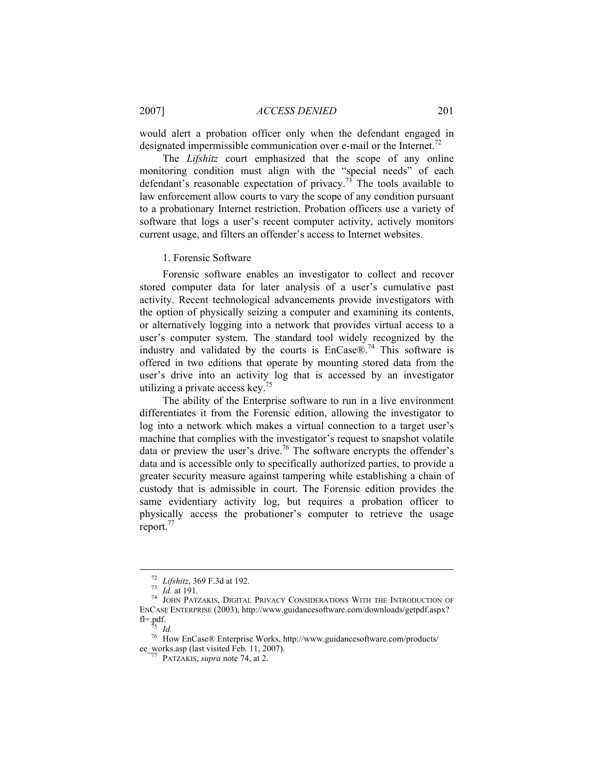would alert a probation officer only when the defendant engaged in designated impermissible communication over e-mail or the Internet.[72]

The *Lifshitz* court emphasized that the scope of any online monitoring condition must align with the "special needs" of each defendant's reasonable expectation of privacy.[73] The tools available to law enforcement allow courts to vary the scope of any condition pursuant to a probationary Internet restriction. Probation officers use a variety of software that logs a user's recent computer activity, actively monitors current usage, and filters an offender's access to Internet websites.

### 1. Forensic Software

Forensic software enables an investigator to collect and recover stored computer data for later analysis of a user's cumulative past activity. Recent technological advancements provide investigators with the option of physically seizing a computer and examining its contents, or alternatively logging into a network that provides virtual access to a user's computer system. The standard tool widely recognized by the industry and validated by the courts is EnCase®.[74] This software is offered in two editions that operate by mounting stored data from the user's drive into an activity log that is accessed by an investigator utilizing a private access key.[75]

The ability of the Enterprise software to run in a live environment differentiates it from the Forensic edition, allowing the investigator to log into a network which makes a virtual connection to a target user's machine that complies with the investigator's request to snapshot volatile data or preview the user's drive.[76] The software encrypts the offender's data and is accessible only to specifically authorized parties, to provide a greater security measure against tampering while establishing a chain of custody that is admissible in court. The Forensic edition provides the same evidentiary activity log, but requires a probation officer to physically access the probationer's computer to retrieve the usage report.[77]

---

[72] *Lifshitz*, 369 F.3d at 192.

[73] *Id.* at 191.

[74] JOHN PATZAKIS, DIGITAL PRIVACY CONSIDERATIONS WITH THE INTRODUCTION OF ENCASE ENTERPRISE (2003), http://www.guidancesoftware.com/downloads/getpdf.aspx?fl=.pdf.

[75] *Id.*

[76] How EnCase® Enterprise Works, http://www.guidancesoftware.com/products/ee_works.asp (last visited Feb. 11, 2007).

[77] PATZAKIS, *supra* note 74, at 2.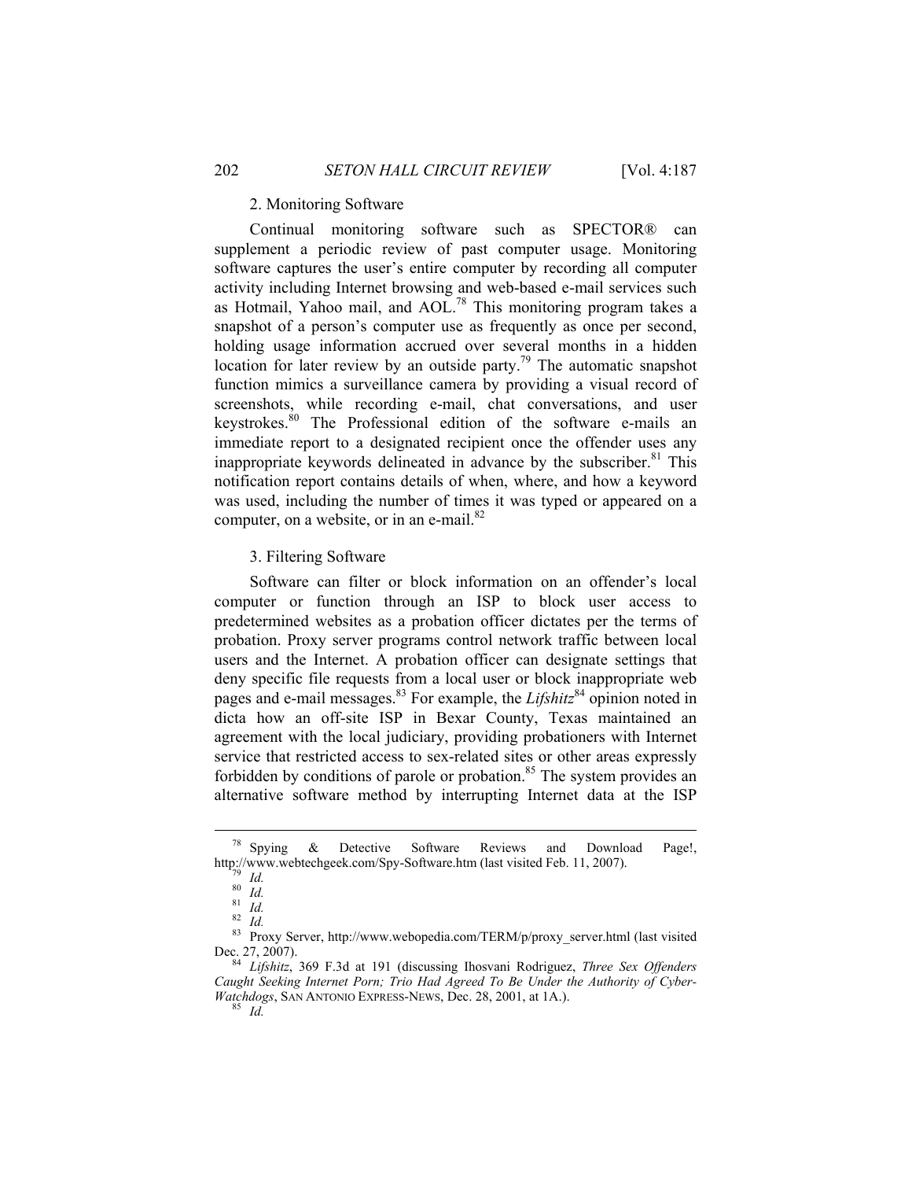### 2. Monitoring Software

Continual monitoring software such as SPECTOR® can supplement a periodic review of past computer usage. Monitoring software captures the user's entire computer by recording all computer activity including Internet browsing and web-based e-mail services such as Hotmail, Yahoo mail, and AOL.[78] This monitoring program takes a snapshot of a person's computer use as frequently as once per second, holding usage information accrued over several months in a hidden location for later review by an outside party.[79] The automatic snapshot function mimics a surveillance camera by providing a visual record of screenshots, while recording e-mail, chat conversations, and user keystrokes.[80] The Professional edition of the software e-mails an immediate report to a designated recipient once the offender uses any inappropriate keywords delineated in advance by the subscriber.[81] This notification report contains details of when, where, and how a keyword was used, including the number of times it was typed or appeared on a computer, on a website, or in an e-mail.[82]

### 3. Filtering Software

Software can filter or block information on an offender's local computer or function through an ISP to block user access to predetermined websites as a probation officer dictates per the terms of probation. Proxy server programs control network traffic between local users and the Internet. A probation officer can designate settings that deny specific file requests from a local user or block inappropriate web pages and e-mail messages.[83] For example, the *Lifshitz*[84] opinion noted in dicta how an off-site ISP in Bexar County, Texas maintained an agreement with the local judiciary, providing probationers with Internet service that restricted access to sex-related sites or other areas expressly forbidden by conditions of parole or probation.[85] The system provides an alternative software method by interrupting Internet data at the ISP

---

[78] Spying & Detective Software Reviews and Download Page!, http://www.webtechgeek.com/Spy-Software.htm (last visited Feb. 11, 2007).

[79] *Id.*

[80] *Id.*

[81] *Id.*

[82] *Id.*

[83] Proxy Server, http://www.webopedia.com/TERM/p/proxy_server.html (last visited Dec. 27, 2007).

[84] *Lifshitz*, 369 F.3d at 191 (discussing Ihosvani Rodriguez, *Three Sex Offenders Caught Seeking Internet Porn; Trio Had Agreed To Be Under the Authority of Cyber-Watchdogs*, SAN ANTONIO EXPRESS-NEWS, Dec. 28, 2001, at 1A.).

[85] *Id.*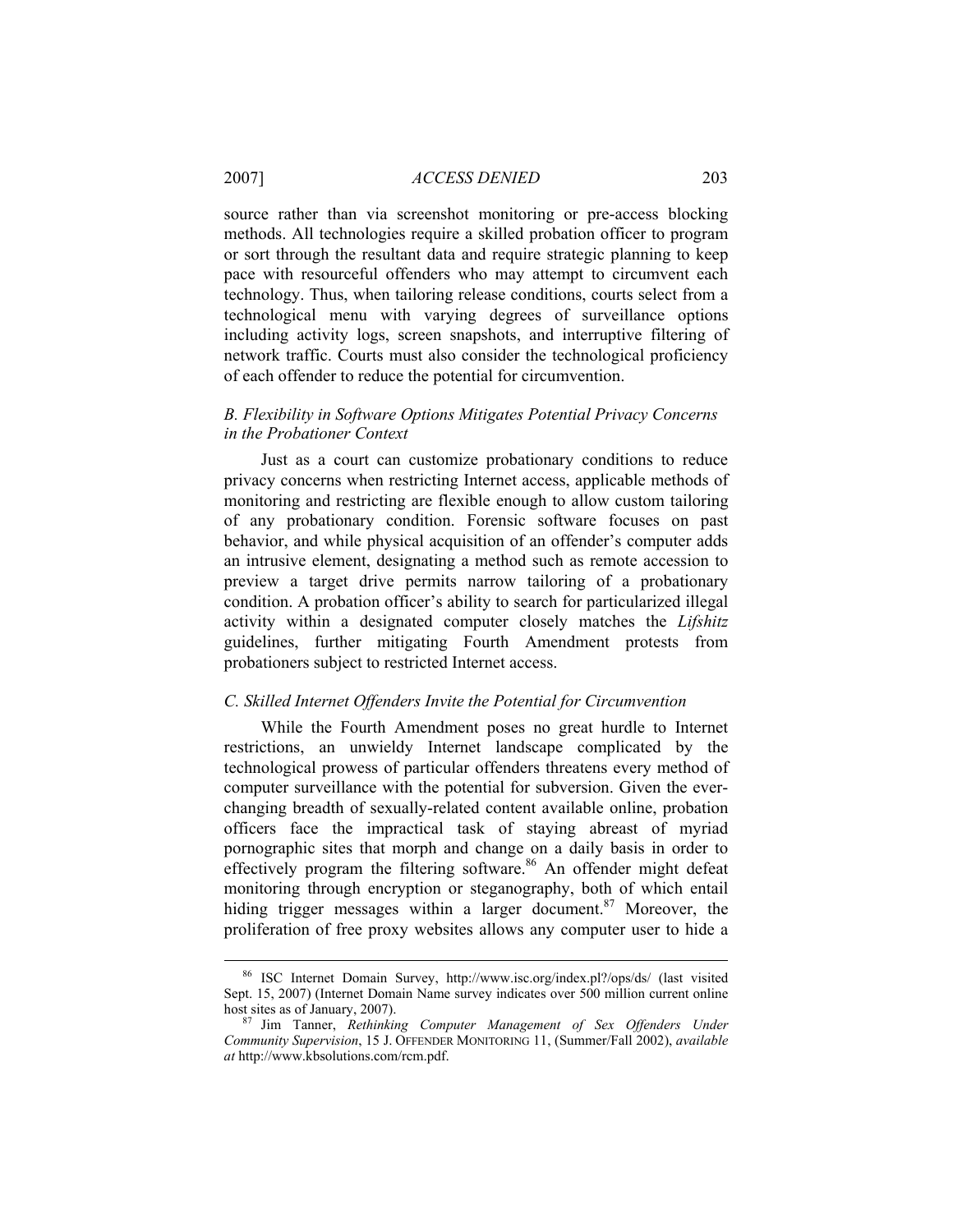source rather than via screenshot monitoring or pre-access blocking methods. All technologies require a skilled probation officer to program or sort through the resultant data and require strategic planning to keep pace with resourceful offenders who may attempt to circumvent each technology. Thus, when tailoring release conditions, courts select from a technological menu with varying degrees of surveillance options including activity logs, screen snapshots, and interruptive filtering of network traffic. Courts must also consider the technological proficiency of each offender to reduce the potential for circumvention.

### *B. Flexibility in Software Options Mitigates Potential Privacy Concerns in the Probationer Context*

Just as a court can customize probationary conditions to reduce privacy concerns when restricting Internet access, applicable methods of monitoring and restricting are flexible enough to allow custom tailoring of any probationary condition. Forensic software focuses on past behavior, and while physical acquisition of an offender's computer adds an intrusive element, designating a method such as remote accession to preview a target drive permits narrow tailoring of a probationary condition. A probation officer's ability to search for particularized illegal activity within a designated computer closely matches the *Lifshitz* guidelines, further mitigating Fourth Amendment protests from probationers subject to restricted Internet access.

### *C. Skilled Internet Offenders Invite the Potential for Circumvention*

While the Fourth Amendment poses no great hurdle to Internet restrictions, an unwieldy Internet landscape complicated by the technological prowess of particular offenders threatens every method of computer surveillance with the potential for subversion. Given the ever-changing breadth of sexually-related content available online, probation officers face the impractical task of staying abreast of myriad pornographic sites that morph and change on a daily basis in order to effectively program the filtering software.[86] An offender might defeat monitoring through encryption or steganography, both of which entail hiding trigger messages within a larger document.[87] Moreover, the proliferation of free proxy websites allows any computer user to hide a

---

[86] ISC Internet Domain Survey, http://www.isc.org/index.pl?/ops/ds/ (last visited Sept. 15, 2007) (Internet Domain Name survey indicates over 500 million current online host sites as of January, 2007).

[87] Jim Tanner, *Rethinking Computer Management of Sex Offenders Under Community Supervision*, 15 J. OFFENDER MONITORING 11, (Summer/Fall 2002), *available at* http://www.kbsolutions.com/rcm.pdf.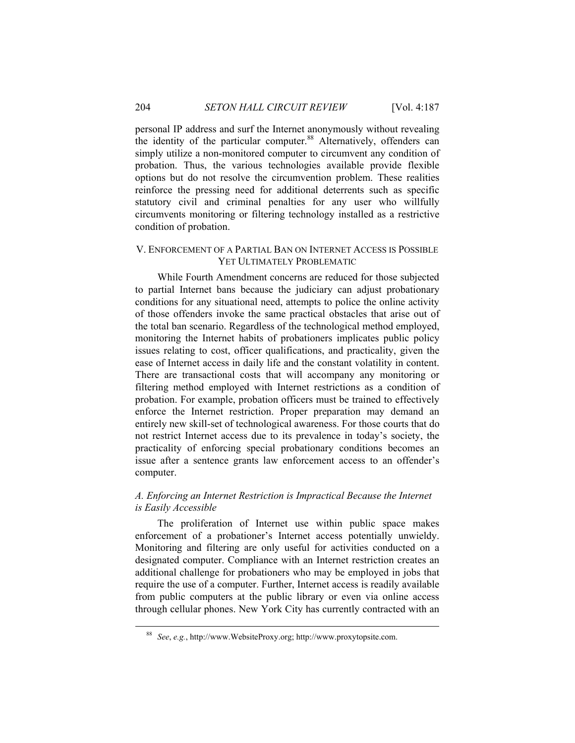personal IP address and surf the Internet anonymously without revealing the identity of the particular computer.[88] Alternatively, offenders can simply utilize a non-monitored computer to circumvent any condition of probation. Thus, the various technologies available provide flexible options but do not resolve the circumvention problem. These realities reinforce the pressing need for additional deterrents such as specific statutory civil and criminal penalties for any user who willfully circumvents monitoring or filtering technology installed as a restrictive condition of probation.

## V. Enforcement of a Partial Ban on Internet Access is Possible Yet Ultimately Problematic

While Fourth Amendment concerns are reduced for those subjected to partial Internet bans because the judiciary can adjust probationary conditions for any situational need, attempts to police the online activity of those offenders invoke the same practical obstacles that arise out of the total ban scenario. Regardless of the technological method employed, monitoring the Internet habits of probationers implicates public policy issues relating to cost, officer qualifications, and practicality, given the ease of Internet access in daily life and the constant volatility in content. There are transactional costs that will accompany any monitoring or filtering method employed with Internet restrictions as a condition of probation. For example, probation officers must be trained to effectively enforce the Internet restriction. Proper preparation may demand an entirely new skill-set of technological awareness. For those courts that do not restrict Internet access due to its prevalence in today's society, the practicality of enforcing special probationary conditions becomes an issue after a sentence grants law enforcement access to an offender's computer.

### *A. Enforcing an Internet Restriction is Impractical Because the Internet is Easily Accessible*

The proliferation of Internet use within public space makes enforcement of a probationer's Internet access potentially unwieldy. Monitoring and filtering are only useful for activities conducted on a designated computer. Compliance with an Internet restriction creates an additional challenge for probationers who may be employed in jobs that require the use of a computer. Further, Internet access is readily available from public computers at the public library or even via online access through cellular phones. New York City has currently contracted with an

---

[88] *See*, *e.g.*, http://www.WebsiteProxy.org; http://www.proxytopsite.com.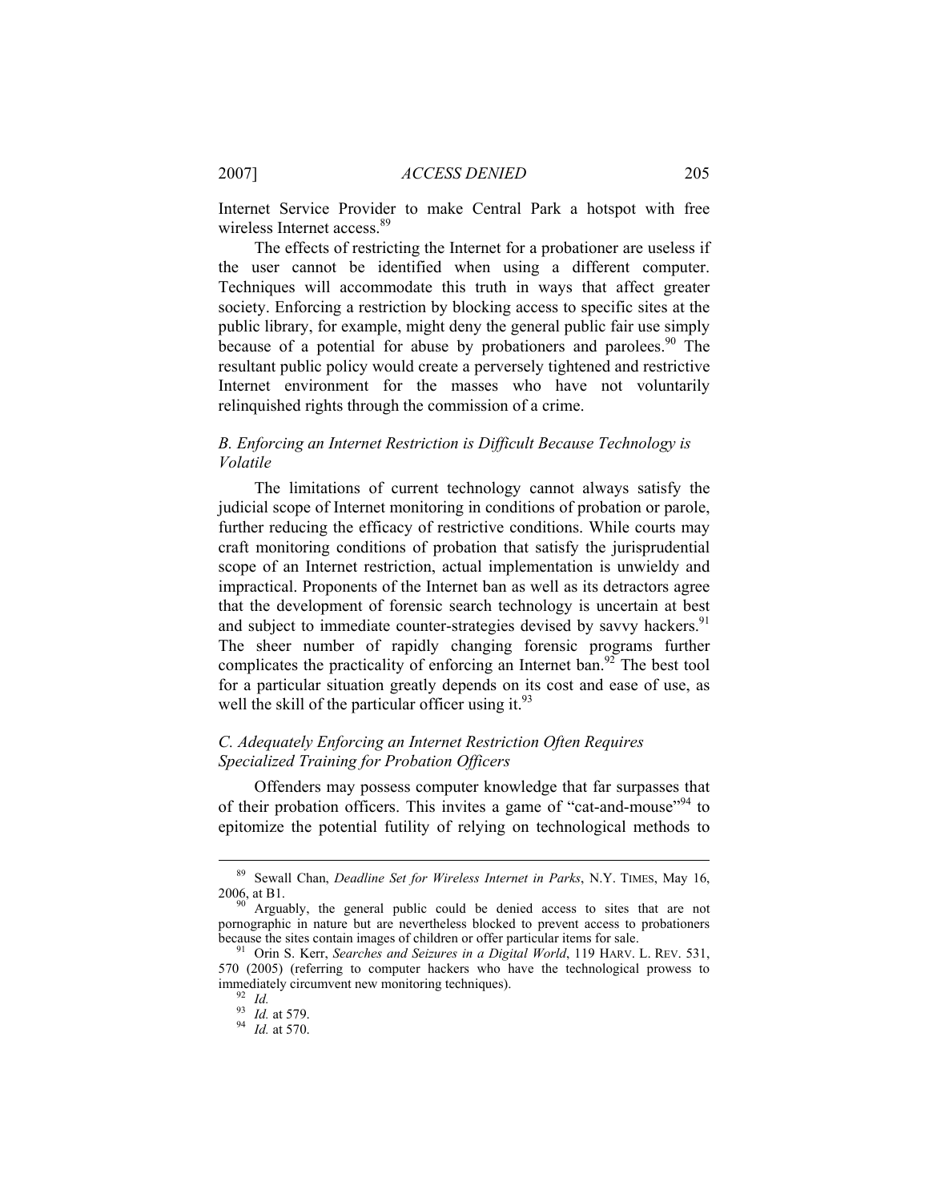Internet Service Provider to make Central Park a hotspot with free wireless Internet access.[89]

The effects of restricting the Internet for a probationer are useless if the user cannot be identified when using a different computer. Techniques will accommodate this truth in ways that affect greater society. Enforcing a restriction by blocking access to specific sites at the public library, for example, might deny the general public fair use simply because of a potential for abuse by probationers and parolees.[90] The resultant public policy would create a perversely tightened and restrictive Internet environment for the masses who have not voluntarily relinquished rights through the commission of a crime.

### *B. Enforcing an Internet Restriction is Difficult Because Technology is Volatile*

The limitations of current technology cannot always satisfy the judicial scope of Internet monitoring in conditions of probation or parole, further reducing the efficacy of restrictive conditions. While courts may craft monitoring conditions of probation that satisfy the jurisprudential scope of an Internet restriction, actual implementation is unwieldy and impractical. Proponents of the Internet ban as well as its detractors agree that the development of forensic search technology is uncertain at best and subject to immediate counter-strategies devised by savvy hackers.[91] The sheer number of rapidly changing forensic programs further complicates the practicality of enforcing an Internet ban.[92] The best tool for a particular situation greatly depends on its cost and ease of use, as well the skill of the particular officer using it.[93]

### *C. Adequately Enforcing an Internet Restriction Often Requires Specialized Training for Probation Officers*

Offenders may possess computer knowledge that far surpasses that of their probation officers. This invites a game of "cat-and-mouse"[94] to epitomize the potential futility of relying on technological methods to

---

[89] Sewall Chan, *Deadline Set for Wireless Internet in Parks*, N.Y. TIMES, May 16, 2006, at B1.

[90] Arguably, the general public could be denied access to sites that are not pornographic in nature but are nevertheless blocked to prevent access to probationers because the sites contain images of children or offer particular items for sale.

[91] Orin S. Kerr, *Searches and Seizures in a Digital World*, 119 HARV. L. REV. 531, 570 (2005) (referring to computer hackers who have the technological prowess to immediately circumvent new monitoring techniques).

[92] *Id.*

[93] *Id.* at 579.

[94] *Id.* at 570.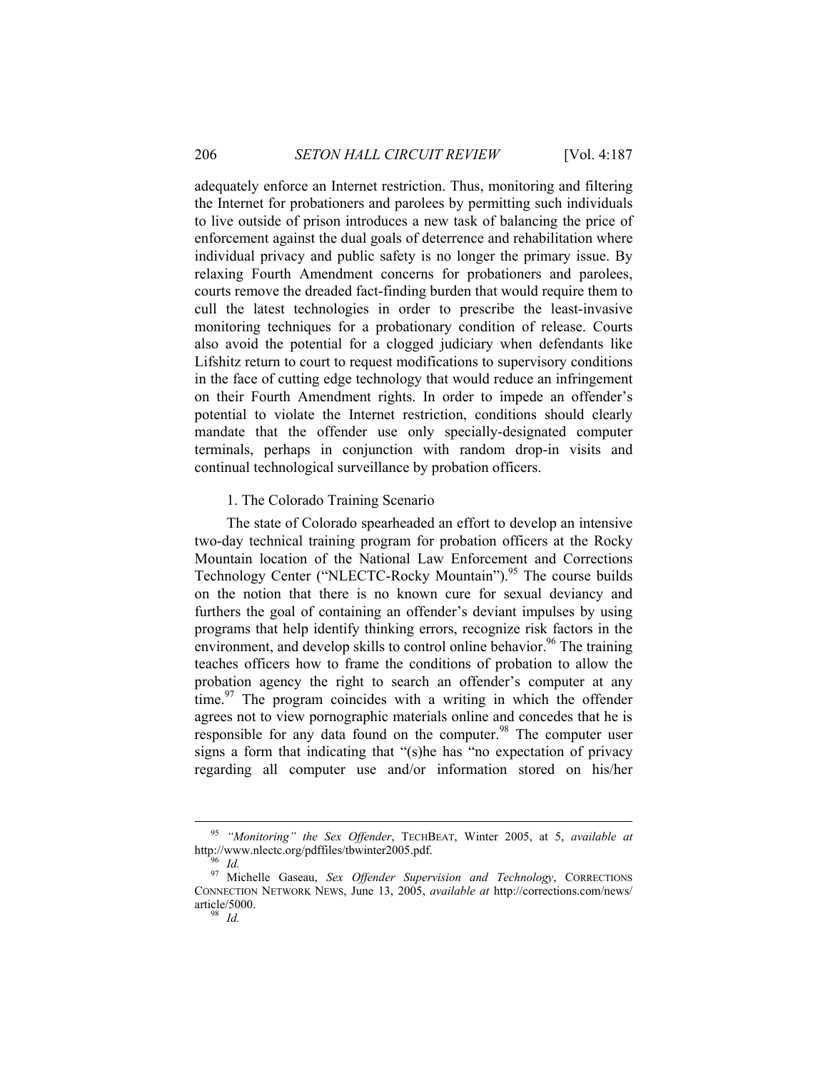adequately enforce an Internet restriction. Thus, monitoring and filtering the Internet for probationers and parolees by permitting such individuals to live outside of prison introduces a new task of balancing the price of enforcement against the dual goals of deterrence and rehabilitation where individual privacy and public safety is no longer the primary issue. By relaxing Fourth Amendment concerns for probationers and parolees, courts remove the dreaded fact-finding burden that would require them to cull the latest technologies in order to prescribe the least-invasive monitoring techniques for a probationary condition of release. Courts also avoid the potential for a clogged judiciary when defendants like Lifshitz return to court to request modifications to supervisory conditions in the face of cutting edge technology that would reduce an infringement on their Fourth Amendment rights. In order to impede an offender's potential to violate the Internet restriction, conditions should clearly mandate that the offender use only specially-designated computer terminals, perhaps in conjunction with random drop-in visits and continual technological surveillance by probation officers.

1. The Colorado Training Scenario

The state of Colorado spearheaded an effort to develop an intensive two-day technical training program for probation officers at the Rocky Mountain location of the National Law Enforcement and Corrections Technology Center ("NLECTC-Rocky Mountain").[95] The course builds on the notion that there is no known cure for sexual deviancy and furthers the goal of containing an offender's deviant impulses by using programs that help identify thinking errors, recognize risk factors in the environment, and develop skills to control online behavior.[96] The training teaches officers how to frame the conditions of probation to allow the probation agency the right to search an offender's computer at any time.[97] The program coincides with a writing in which the offender agrees not to view pornographic materials online and concedes that he is responsible for any data found on the computer.[98] The computer user signs a form that indicating that "(s)he has "no expectation of privacy regarding all computer use and/or information stored on his/her

---

[95] *"Monitoring" the Sex Offender*, TECHBEAT, Winter 2005, at 5, *available at* http://www.nlectc.org/pdffiles/tbwinter2005.pdf.

[96] *Id.*

[97] Michelle Gaseau, *Sex Offender Supervision and Technology*, CORRECTIONS CONNECTION NETWORK NEWS, June 13, 2005, *available at* http://corrections.com/news/article/5000.

[98] *Id.*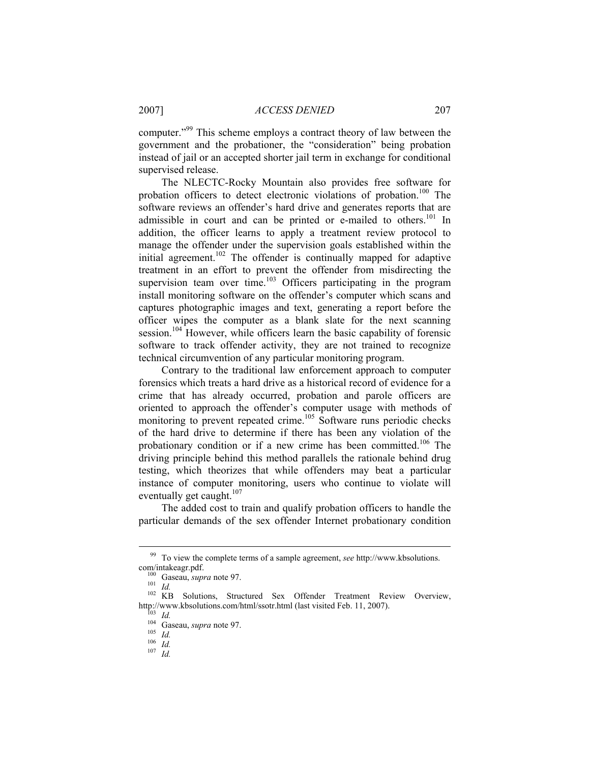computer."[99] This scheme employs a contract theory of law between the government and the probationer, the "consideration" being probation instead of jail or an accepted shorter jail term in exchange for conditional supervised release.

The NLECTC-Rocky Mountain also provides free software for probation officers to detect electronic violations of probation.[100] The software reviews an offender's hard drive and generates reports that are admissible in court and can be printed or e-mailed to others.[101] In addition, the officer learns to apply a treatment review protocol to manage the offender under the supervision goals established within the initial agreement.[102] The offender is continually mapped for adaptive treatment in an effort to prevent the offender from misdirecting the supervision team over time.[103] Officers participating in the program install monitoring software on the offender's computer which scans and captures photographic images and text, generating a report before the officer wipes the computer as a blank slate for the next scanning session.[104] However, while officers learn the basic capability of forensic software to track offender activity, they are not trained to recognize technical circumvention of any particular monitoring program.

Contrary to the traditional law enforcement approach to computer forensics which treats a hard drive as a historical record of evidence for a crime that has already occurred, probation and parole officers are oriented to approach the offender's computer usage with methods of monitoring to prevent repeated crime.[105] Software runs periodic checks of the hard drive to determine if there has been any violation of the probationary condition or if a new crime has been committed.[106] The driving principle behind this method parallels the rationale behind drug testing, which theorizes that while offenders may beat a particular instance of computer monitoring, users who continue to violate will eventually get caught.[107]

The added cost to train and qualify probation officers to handle the particular demands of the sex offender Internet probationary condition

---

[99] To view the complete terms of a sample agreement, *see* http://www.kbsolutions.com/intakeagr.pdf.

[100] Gaseau, *supra* note 97.

[101] *Id.*

[102] KB Solutions, Structured Sex Offender Treatment Review Overview, http://www.kbsolutions.com/html/ssotr.html (last visited Feb. 11, 2007).

[103] *Id.*

[104] Gaseau, *supra* note 97.

[105] *Id.*

[106] *Id.*

[107] *Id.*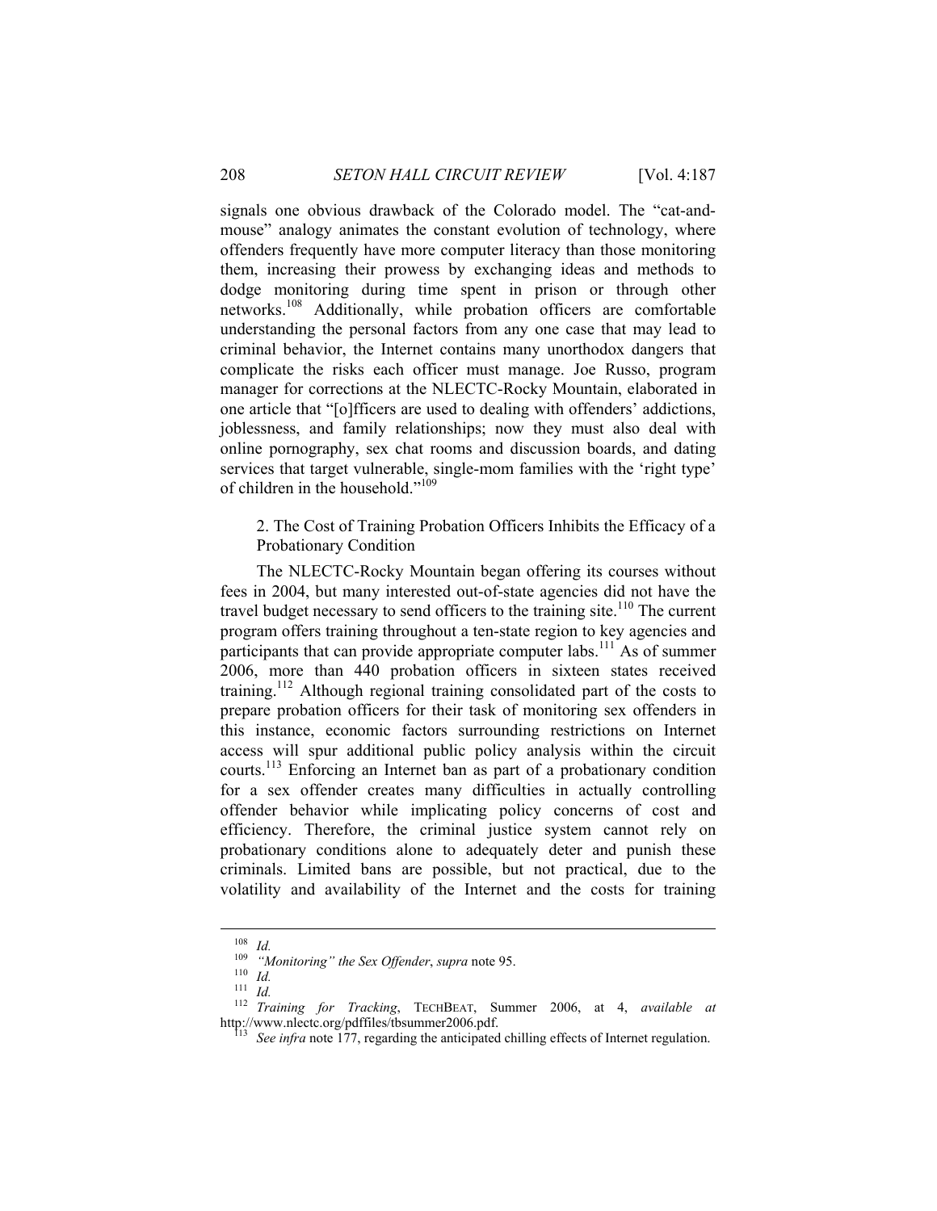signals one obvious drawback of the Colorado model. The "cat-and-mouse" analogy animates the constant evolution of technology, where offenders frequently have more computer literacy than those monitoring them, increasing their prowess by exchanging ideas and methods to dodge monitoring during time spent in prison or through other networks.[108] Additionally, while probation officers are comfortable understanding the personal factors from any one case that may lead to criminal behavior, the Internet contains many unorthodox dangers that complicate the risks each officer must manage. Joe Russo, program manager for corrections at the NLECTC-Rocky Mountain, elaborated in one article that "[o]fficers are used to dealing with offenders' addictions, joblessness, and family relationships; now they must also deal with online pornography, sex chat rooms and discussion boards, and dating services that target vulnerable, single-mom families with the 'right type' of children in the household."[109]

### 2. The Cost of Training Probation Officers Inhibits the Efficacy of a Probationary Condition

The NLECTC-Rocky Mountain began offering its courses without fees in 2004, but many interested out-of-state agencies did not have the travel budget necessary to send officers to the training site.[110] The current program offers training throughout a ten-state region to key agencies and participants that can provide appropriate computer labs.[111] As of summer 2006, more than 440 probation officers in sixteen states received training.[112] Although regional training consolidated part of the costs to prepare probation officers for their task of monitoring sex offenders in this instance, economic factors surrounding restrictions on Internet access will spur additional public policy analysis within the circuit courts.[113] Enforcing an Internet ban as part of a probationary condition for a sex offender creates many difficulties in actually controlling offender behavior while implicating policy concerns of cost and efficiency. Therefore, the criminal justice system cannot rely on probationary conditions alone to adequately deter and punish these criminals. Limited bans are possible, but not practical, due to the volatility and availability of the Internet and the costs for training

---

[108] *Id.*

[109] *"Monitoring" the Sex Offender*, *supra* note 95.

[110] *Id.*

[111] *Id.*

[112] *Training for Tracking*, TECHBEAT, Summer 2006, at 4, *available at* http://www.nlectc.org/pdffiles/tbsummer2006.pdf.

[113] *See infra* note 177, regarding the anticipated chilling effects of Internet regulation.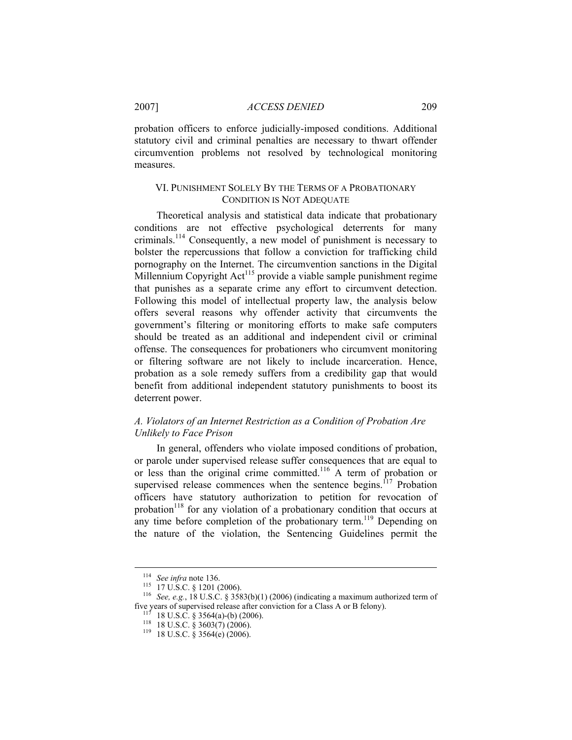probation officers to enforce judicially-imposed conditions. Additional statutory civil and criminal penalties are necessary to thwart offender circumvention problems not resolved by technological monitoring measures.

## VI. PUNISHMENT SOLELY BY THE TERMS OF A PROBATIONARY CONDITION IS NOT ADEQUATE

Theoretical analysis and statistical data indicate that probationary conditions are not effective psychological deterrents for many criminals.[114] Consequently, a new model of punishment is necessary to bolster the repercussions that follow a conviction for trafficking child pornography on the Internet. The circumvention sanctions in the Digital Millennium Copyright Act[115] provide a viable sample punishment regime that punishes as a separate crime any effort to circumvent detection. Following this model of intellectual property law, the analysis below offers several reasons why offender activity that circumvents the government's filtering or monitoring efforts to make safe computers should be treated as an additional and independent civil or criminal offense. The consequences for probationers who circumvent monitoring or filtering software are not likely to include incarceration. Hence, probation as a sole remedy suffers from a credibility gap that would benefit from additional independent statutory punishments to boost its deterrent power.

### *A. Violators of an Internet Restriction as a Condition of Probation Are Unlikely to Face Prison*

In general, offenders who violate imposed conditions of probation, or parole under supervised release suffer consequences that are equal to or less than the original crime committed.[116] A term of probation or supervised release commences when the sentence begins.[117] Probation officers have statutory authorization to petition for revocation of probation[118] for any violation of a probationary condition that occurs at any time before completion of the probationary term.[119] Depending on the nature of the violation, the Sentencing Guidelines permit the

---

[114] *See infra* note 136.

[115] 17 U.S.C. § 1201 (2006).

[116] *See, e.g.*, 18 U.S.C. § 3583(b)(1) (2006) (indicating a maximum authorized term of five years of supervised release after conviction for a Class A or B felony).

[117] 18 U.S.C. § 3564(a)-(b) (2006).

[118] 18 U.S.C. § 3603(7) (2006).

[119] 18 U.S.C. § 3564(e) (2006).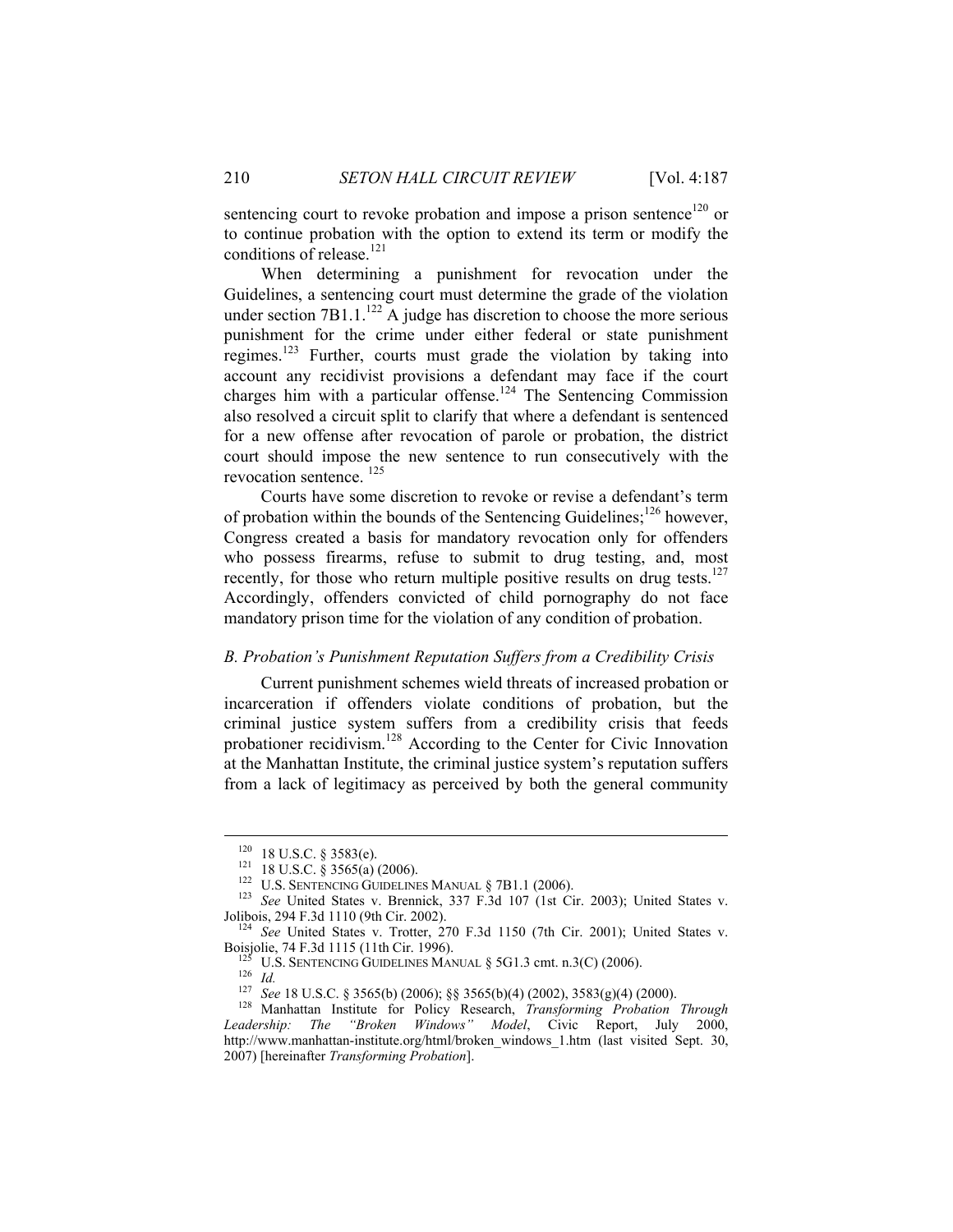sentencing court to revoke probation and impose a prison sentence[120] or to continue probation with the option to extend its term or modify the conditions of release.[121]

When determining a punishment for revocation under the Guidelines, a sentencing court must determine the grade of the violation under section 7B1.1.[122] A judge has discretion to choose the more serious punishment for the crime under either federal or state punishment regimes.[123] Further, courts must grade the violation by taking into account any recidivist provisions a defendant may face if the court charges him with a particular offense.[124] The Sentencing Commission also resolved a circuit split to clarify that where a defendant is sentenced for a new offense after revocation of parole or probation, the district court should impose the new sentence to run consecutively with the revocation sentence.[125]

Courts have some discretion to revoke or revise a defendant's term of probation within the bounds of the Sentencing Guidelines;[126] however, Congress created a basis for mandatory revocation only for offenders who possess firearms, refuse to submit to drug testing, and, most recently, for those who return multiple positive results on drug tests.[127] Accordingly, offenders convicted of child pornography do not face mandatory prison time for the violation of any condition of probation.

### *B. Probation's Punishment Reputation Suffers from a Credibility Crisis*

Current punishment schemes wield threats of increased probation or incarceration if offenders violate conditions of probation, but the criminal justice system suffers from a credibility crisis that feeds probationer recidivism.[128] According to the Center for Civic Innovation at the Manhattan Institute, the criminal justice system's reputation suffers from a lack of legitimacy as perceived by both the general community

---

[120] 18 U.S.C. § 3583(e).

[121] 18 U.S.C. § 3565(a) (2006).

[122] U.S. SENTENCING GUIDELINES MANUAL § 7B1.1 (2006).

[123] *See* United States v. Brennick, 337 F.3d 107 (1st Cir. 2003); United States v. Jolibois, 294 F.3d 1110 (9th Cir. 2002).

[124] *See* United States v. Trotter, 270 F.3d 1150 (7th Cir. 2001); United States v. Boisjolie, 74 F.3d 1115 (11th Cir. 1996).

[125] U.S. SENTENCING GUIDELINES MANUAL § 5G1.3 cmt. n.3(C) (2006).

[126] *Id.*

[127] *See* 18 U.S.C. § 3565(b) (2006); §§ 3565(b)(4) (2002), 3583(g)(4) (2000).

[128] Manhattan Institute for Policy Research, *Transforming Probation Through Leadership: The "Broken Windows" Model*, Civic Report, July 2000, http://www.manhattan-institute.org/html/broken_windows_1.htm (last visited Sept. 30, 2007) [hereinafter *Transforming Probation*].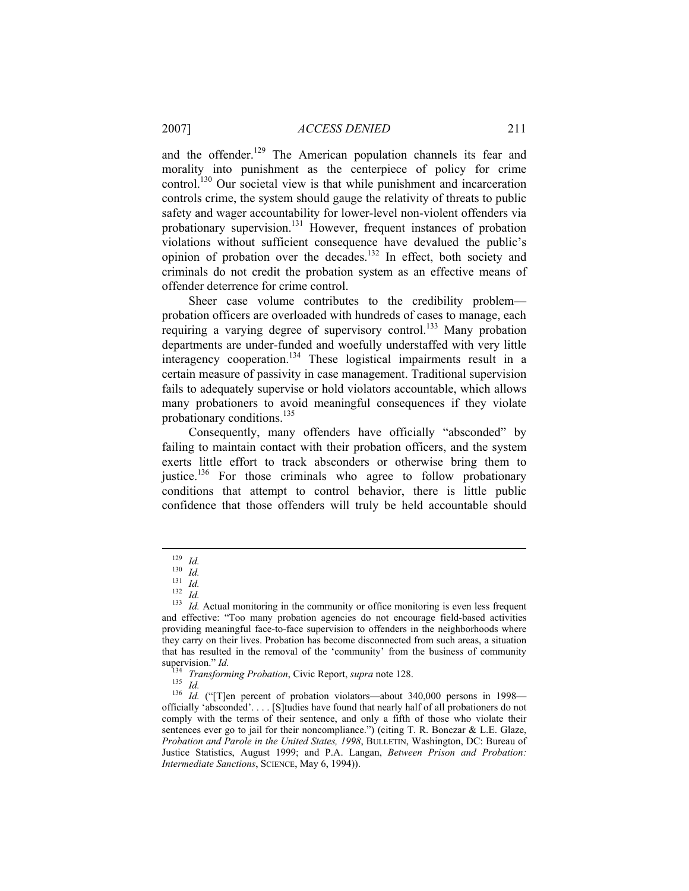and the offender.[129] The American population channels its fear and morality into punishment as the centerpiece of policy for crime control.[130] Our societal view is that while punishment and incarceration controls crime, the system should gauge the relativity of threats to public safety and wager accountability for lower-level non-violent offenders via probationary supervision.[131] However, frequent instances of probation violations without sufficient consequence have devalued the public's opinion of probation over the decades.[132] In effect, both society and criminals do not credit the probation system as an effective means of offender deterrence for crime control.

Sheer case volume contributes to the credibility problem—probation officers are overloaded with hundreds of cases to manage, each requiring a varying degree of supervisory control.[133] Many probation departments are under-funded and woefully understaffed with very little interagency cooperation.[134] These logistical impairments result in a certain measure of passivity in case management. Traditional supervision fails to adequately supervise or hold violators accountable, which allows many probationers to avoid meaningful consequences if they violate probationary conditions.[135]

Consequently, many offenders have officially "absconded" by failing to maintain contact with their probation officers, and the system exerts little effort to track absconders or otherwise bring them to justice.[136] For those criminals who agree to follow probationary conditions that attempt to control behavior, there is little public confidence that those offenders will truly be held accountable should

---

[129] *Id.*

[130] *Id.*

[131] *Id.*

[132] *Id.*

[133] *Id.* Actual monitoring in the community or office monitoring is even less frequent and effective: "Too many probation agencies do not encourage field-based activities providing meaningful face-to-face supervision to offenders in the neighborhoods where they carry on their lives. Probation has become disconnected from such areas, a situation that has resulted in the removal of the 'community' from the business of community supervision." *Id.*

[134] *Transforming Probation*, Civic Report, *supra* note 128.

[135] *Id.*

[136] *Id.* ("[T]en percent of probation violators—about 340,000 persons in 1998—officially 'absconded'. . . . [S]tudies have found that nearly half of all probationers do not comply with the terms of their sentence, and only a fifth of those who violate their sentences ever go to jail for their noncompliance.") (citing T. R. Bonczar & L.E. Glaze, *Probation and Parole in the United States, 1998*, BULLETIN, Washington, DC: Bureau of Justice Statistics, August 1999; and P.A. Langan, *Between Prison and Probation: Intermediate Sanctions*, SCIENCE, May 6, 1994)).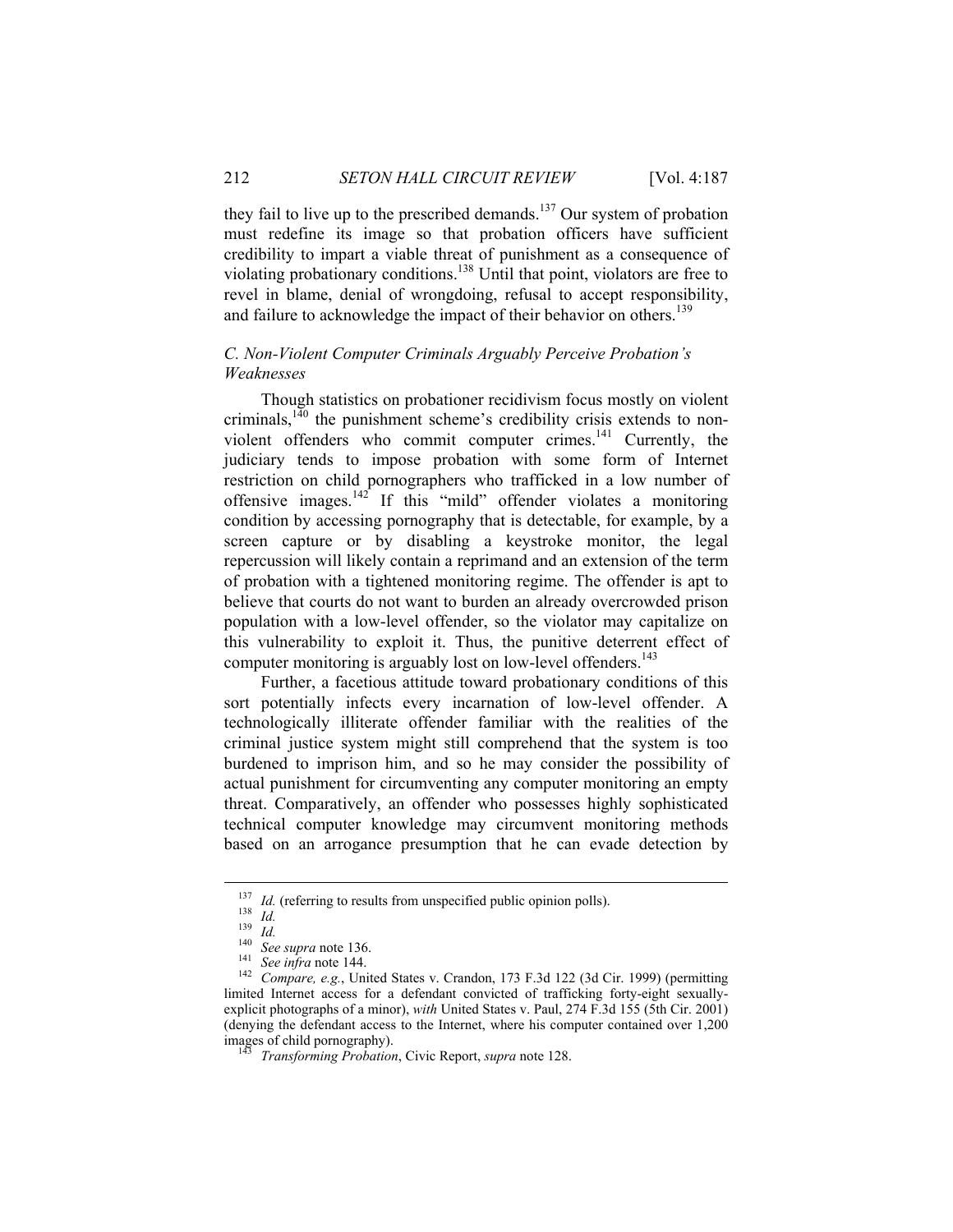they fail to live up to the prescribed demands.[137] Our system of probation must redefine its image so that probation officers have sufficient credibility to impart a viable threat of punishment as a consequence of violating probationary conditions.[138] Until that point, violators are free to revel in blame, denial of wrongdoing, refusal to accept responsibility, and failure to acknowledge the impact of their behavior on others.[139]

### *C. Non-Violent Computer Criminals Arguably Perceive Probation's Weaknesses*

Though statistics on probationer recidivism focus mostly on violent criminals,[140] the punishment scheme's credibility crisis extends to non-violent offenders who commit computer crimes.[141] Currently, the judiciary tends to impose probation with some form of Internet restriction on child pornographers who trafficked in a low number of offensive images.[142] If this "mild" offender violates a monitoring condition by accessing pornography that is detectable, for example, by a screen capture or by disabling a keystroke monitor, the legal repercussion will likely contain a reprimand and an extension of the term of probation with a tightened monitoring regime. The offender is apt to believe that courts do not want to burden an already overcrowded prison population with a low-level offender, so the violator may capitalize on this vulnerability to exploit it. Thus, the punitive deterrent effect of computer monitoring is arguably lost on low-level offenders.[143]

Further, a facetious attitude toward probationary conditions of this sort potentially infects every incarnation of low-level offender. A technologically illiterate offender familiar with the realities of the criminal justice system might still comprehend that the system is too burdened to imprison him, and so he may consider the possibility of actual punishment for circumventing any computer monitoring an empty threat. Comparatively, an offender who possesses highly sophisticated technical computer knowledge may circumvent monitoring methods based on an arrogance presumption that he can evade detection by

---

[137] *Id.* (referring to results from unspecified public opinion polls).

[138] *Id.*

[139] *Id.*

[140] *See supra* note 136.

[141] *See infra* note 144.

[142] *Compare, e.g.*, United States v. Crandon, 173 F.3d 122 (3d Cir. 1999) (permitting limited Internet access for a defendant convicted of trafficking forty-eight sexually-explicit photographs of a minor), *with* United States v. Paul, 274 F.3d 155 (5th Cir. 2001) (denying the defendant access to the Internet, where his computer contained over 1,200 images of child pornography).

[143] *Transforming Probation*, Civic Report, *supra* note 128.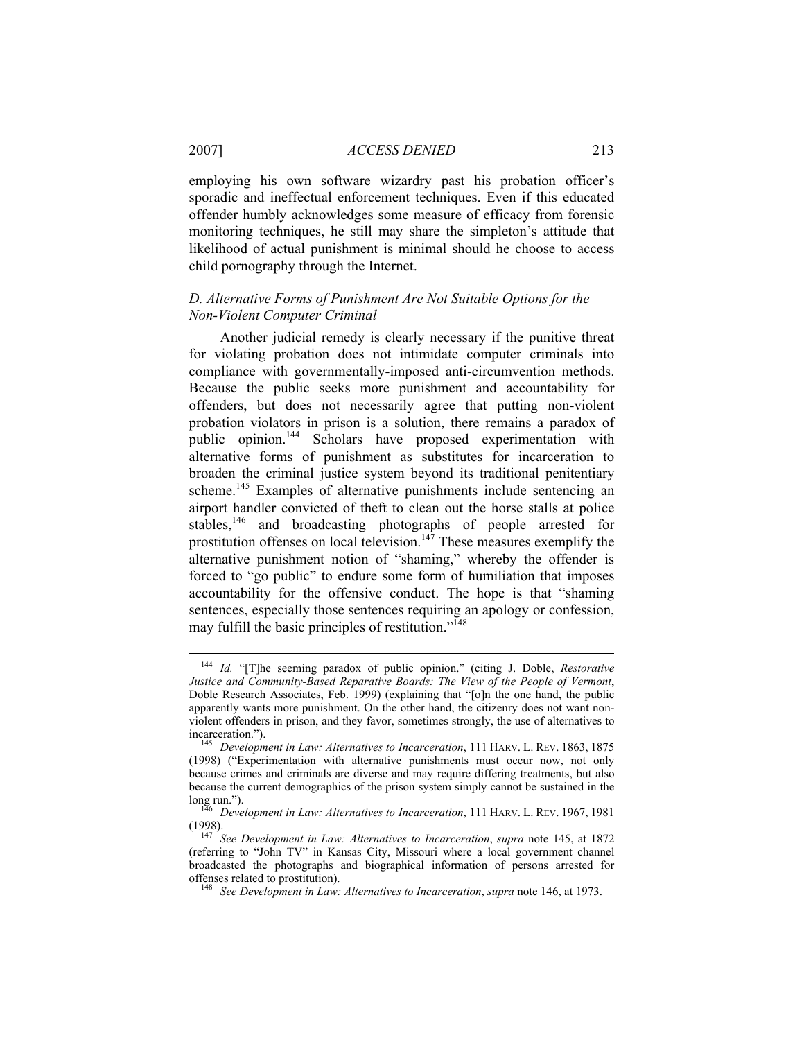employing his own software wizardry past his probation officer's sporadic and ineffectual enforcement techniques. Even if this educated offender humbly acknowledges some measure of efficacy from forensic monitoring techniques, he still may share the simpleton's attitude that likelihood of actual punishment is minimal should he choose to access child pornography through the Internet.

### *D. Alternative Forms of Punishment Are Not Suitable Options for the Non-Violent Computer Criminal*

Another judicial remedy is clearly necessary if the punitive threat for violating probation does not intimidate computer criminals into compliance with governmentally-imposed anti-circumvention methods. Because the public seeks more punishment and accountability for offenders, but does not necessarily agree that putting non-violent probation violators in prison is a solution, there remains a paradox of public opinion.[144] Scholars have proposed experimentation with alternative forms of punishment as substitutes for incarceration to broaden the criminal justice system beyond its traditional penitentiary scheme.[145] Examples of alternative punishments include sentencing an airport handler convicted of theft to clean out the horse stalls at police stables,[146] and broadcasting photographs of people arrested for prostitution offenses on local television.[147] These measures exemplify the alternative punishment notion of "shaming," whereby the offender is forced to "go public" to endure some form of humiliation that imposes accountability for the offensive conduct. The hope is that "shaming sentences, especially those sentences requiring an apology or confession, may fulfill the basic principles of restitution."[148]

---

[144] *Id.* "[T]he seeming paradox of public opinion." (citing J. Doble, *Restorative Justice and Community-Based Reparative Boards: The View of the People of Vermont*, Doble Research Associates, Feb. 1999) (explaining that "[o]n the one hand, the public apparently wants more punishment. On the other hand, the citizenry does not want non-violent offenders in prison, and they favor, sometimes strongly, the use of alternatives to incarceration.").

[145] *Development in Law: Alternatives to Incarceration*, 111 HARV. L. REV. 1863, 1875 (1998) ("Experimentation with alternative punishments must occur now, not only because crimes and criminals are diverse and may require differing treatments, but also because the current demographics of the prison system simply cannot be sustained in the long run.").

[146] *Development in Law: Alternatives to Incarceration*, 111 HARV. L. REV. 1967, 1981 (1998).

[147] *See Development in Law: Alternatives to Incarceration*, *supra* note 145, at 1872 (referring to "John TV" in Kansas City, Missouri where a local government channel broadcasted the photographs and biographical information of persons arrested for offenses related to prostitution).

[148] *See Development in Law: Alternatives to Incarceration*, *supra* note 146, at 1973.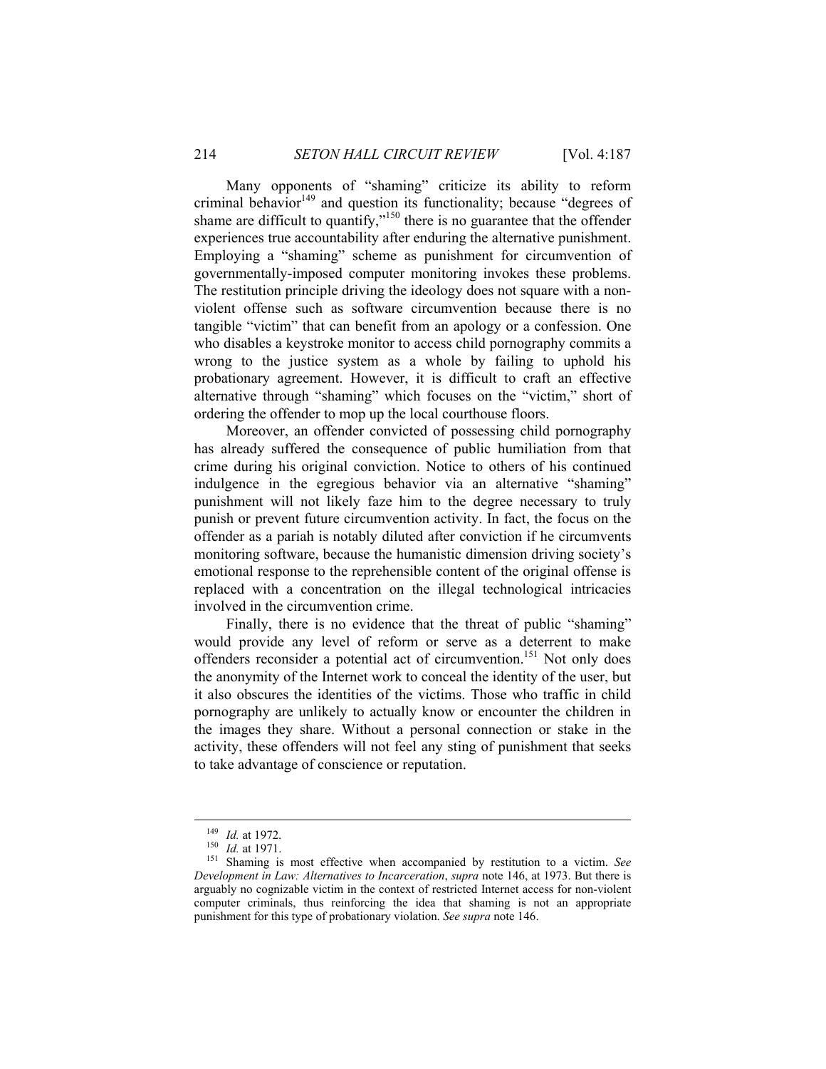Many opponents of "shaming" criticize its ability to reform criminal behavior[149] and question its functionality; because "degrees of shame are difficult to quantify,"[150] there is no guarantee that the offender experiences true accountability after enduring the alternative punishment. Employing a "shaming" scheme as punishment for circumvention of governmentally-imposed computer monitoring invokes these problems. The restitution principle driving the ideology does not square with a non-violent offense such as software circumvention because there is no tangible "victim" that can benefit from an apology or a confession. One who disables a keystroke monitor to access child pornography commits a wrong to the justice system as a whole by failing to uphold his probationary agreement. However, it is difficult to craft an effective alternative through "shaming" which focuses on the "victim," short of ordering the offender to mop up the local courthouse floors.

Moreover, an offender convicted of possessing child pornography has already suffered the consequence of public humiliation from that crime during his original conviction. Notice to others of his continued indulgence in the egregious behavior via an alternative "shaming" punishment will not likely faze him to the degree necessary to truly punish or prevent future circumvention activity. In fact, the focus on the offender as a pariah is notably diluted after conviction if he circumvents monitoring software, because the humanistic dimension driving society's emotional response to the reprehensible content of the original offense is replaced with a concentration on the illegal technological intricacies involved in the circumvention crime.

Finally, there is no evidence that the threat of public "shaming" would provide any level of reform or serve as a deterrent to make offenders reconsider a potential act of circumvention.[151] Not only does the anonymity of the Internet work to conceal the identity of the user, but it also obscures the identities of the victims. Those who traffic in child pornography are unlikely to actually know or encounter the children in the images they share. Without a personal connection or stake in the activity, these offenders will not feel any sting of punishment that seeks to take advantage of conscience or reputation.

---

[149] *Id.* at 1972.

[150] *Id.* at 1971.

[151] Shaming is most effective when accompanied by restitution to a victim. *See Development in Law: Alternatives to Incarceration*, *supra* note 146, at 1973. But there is arguably no cognizable victim in the context of restricted Internet access for non-violent computer criminals, thus reinforcing the idea that shaming is not an appropriate punishment for this type of probationary violation. *See supra* note 146.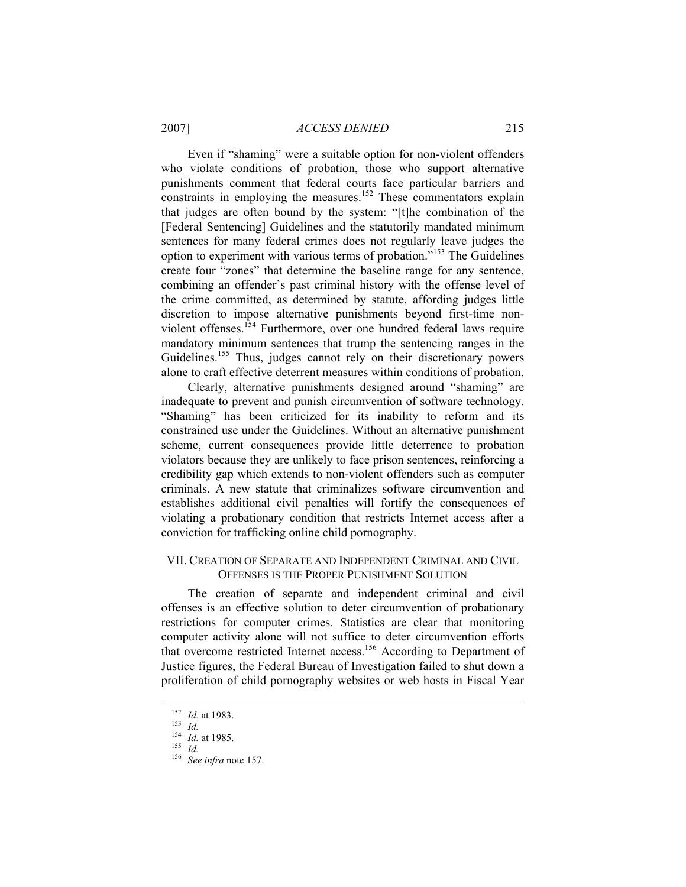Even if "shaming" were a suitable option for non-violent offenders who violate conditions of probation, those who support alternative punishments comment that federal courts face particular barriers and constraints in employing the measures.[152] These commentators explain that judges are often bound by the system: "[t]he combination of the [Federal Sentencing] Guidelines and the statutorily mandated minimum sentences for many federal crimes does not regularly leave judges the option to experiment with various terms of probation."[153] The Guidelines create four "zones" that determine the baseline range for any sentence, combining an offender's past criminal history with the offense level of the crime committed, as determined by statute, affording judges little discretion to impose alternative punishments beyond first-time non-violent offenses.[154] Furthermore, over one hundred federal laws require mandatory minimum sentences that trump the sentencing ranges in the Guidelines.[155] Thus, judges cannot rely on their discretionary powers alone to craft effective deterrent measures within conditions of probation.

Clearly, alternative punishments designed around "shaming" are inadequate to prevent and punish circumvention of software technology. "Shaming" has been criticized for its inability to reform and its constrained use under the Guidelines. Without an alternative punishment scheme, current consequences provide little deterrence to probation violators because they are unlikely to face prison sentences, reinforcing a credibility gap which extends to non-violent offenders such as computer criminals. A new statute that criminalizes software circumvention and establishes additional civil penalties will fortify the consequences of violating a probationary condition that restricts Internet access after a conviction for trafficking online child pornography.

## VII. Creation of Separate and Independent Criminal and Civil Offenses is the Proper Punishment Solution

The creation of separate and independent criminal and civil offenses is an effective solution to deter circumvention of probationary restrictions for computer crimes. Statistics are clear that monitoring computer activity alone will not suffice to deter circumvention efforts that overcome restricted Internet access.[156] According to Department of Justice figures, the Federal Bureau of Investigation failed to shut down a proliferation of child pornography websites or web hosts in Fiscal Year

---

[152] *Id.* at 1983.

[153] *Id.*

[154] *Id.* at 1985.

[155] *Id.*

[156] *See infra* note 157.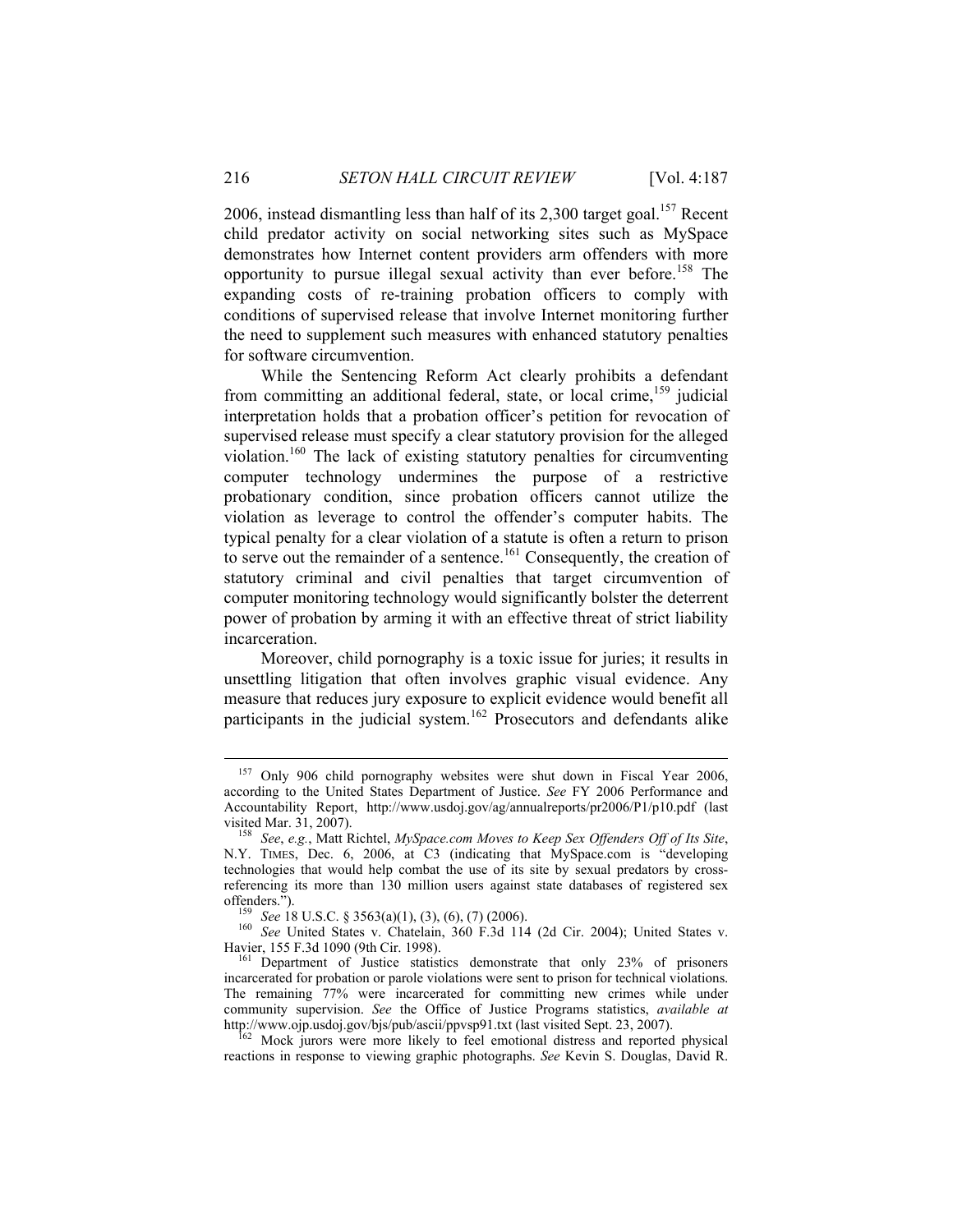2006, instead dismantling less than half of its 2,300 target goal.[157] Recent child predator activity on social networking sites such as MySpace demonstrates how Internet content providers arm offenders with more opportunity to pursue illegal sexual activity than ever before.[158] The expanding costs of re-training probation officers to comply with conditions of supervised release that involve Internet monitoring further the need to supplement such measures with enhanced statutory penalties for software circumvention.

While the Sentencing Reform Act clearly prohibits a defendant from committing an additional federal, state, or local crime,[159] judicial interpretation holds that a probation officer's petition for revocation of supervised release must specify a clear statutory provision for the alleged violation.[160] The lack of existing statutory penalties for circumventing computer technology undermines the purpose of a restrictive probationary condition, since probation officers cannot utilize the violation as leverage to control the offender's computer habits. The typical penalty for a clear violation of a statute is often a return to prison to serve out the remainder of a sentence.[161] Consequently, the creation of statutory criminal and civil penalties that target circumvention of computer monitoring technology would significantly bolster the deterrent power of probation by arming it with an effective threat of strict liability incarceration.

Moreover, child pornography is a toxic issue for juries; it results in unsettling litigation that often involves graphic visual evidence. Any measure that reduces jury exposure to explicit evidence would benefit all participants in the judicial system.[162] Prosecutors and defendants alike

---

[157] Only 906 child pornography websites were shut down in Fiscal Year 2006, according to the United States Department of Justice. *See* FY 2006 Performance and Accountability Report, http://www.usdoj.gov/ag/annualreports/pr2006/P1/p10.pdf (last visited Mar. 31, 2007).

[158] *See*, *e.g.*, Matt Richtel, *MySpace.com Moves to Keep Sex Offenders Off of Its Site*, N.Y. TIMES, Dec. 6, 2006, at C3 (indicating that MySpace.com is "developing technologies that would help combat the use of its site by sexual predators by cross-referencing its more than 130 million users against state databases of registered sex offenders.").

[159] *See* 18 U.S.C. § 3563(a)(1), (3), (6), (7) (2006).

[160] *See* United States v. Chatelain, 360 F.3d 114 (2d Cir. 2004); United States v. Havier, 155 F.3d 1090 (9th Cir. 1998).

[161] Department of Justice statistics demonstrate that only 23% of prisoners incarcerated for probation or parole violations were sent to prison for technical violations. The remaining 77% were incarcerated for committing new crimes while under community supervision. *See* the Office of Justice Programs statistics, *available at* http://www.ojp.usdoj.gov/bjs/pub/ascii/ppvsp91.txt (last visited Sept. 23, 2007).

[162] Mock jurors were more likely to feel emotional distress and reported physical reactions in response to viewing graphic photographs. *See* Kevin S. Douglas, David R.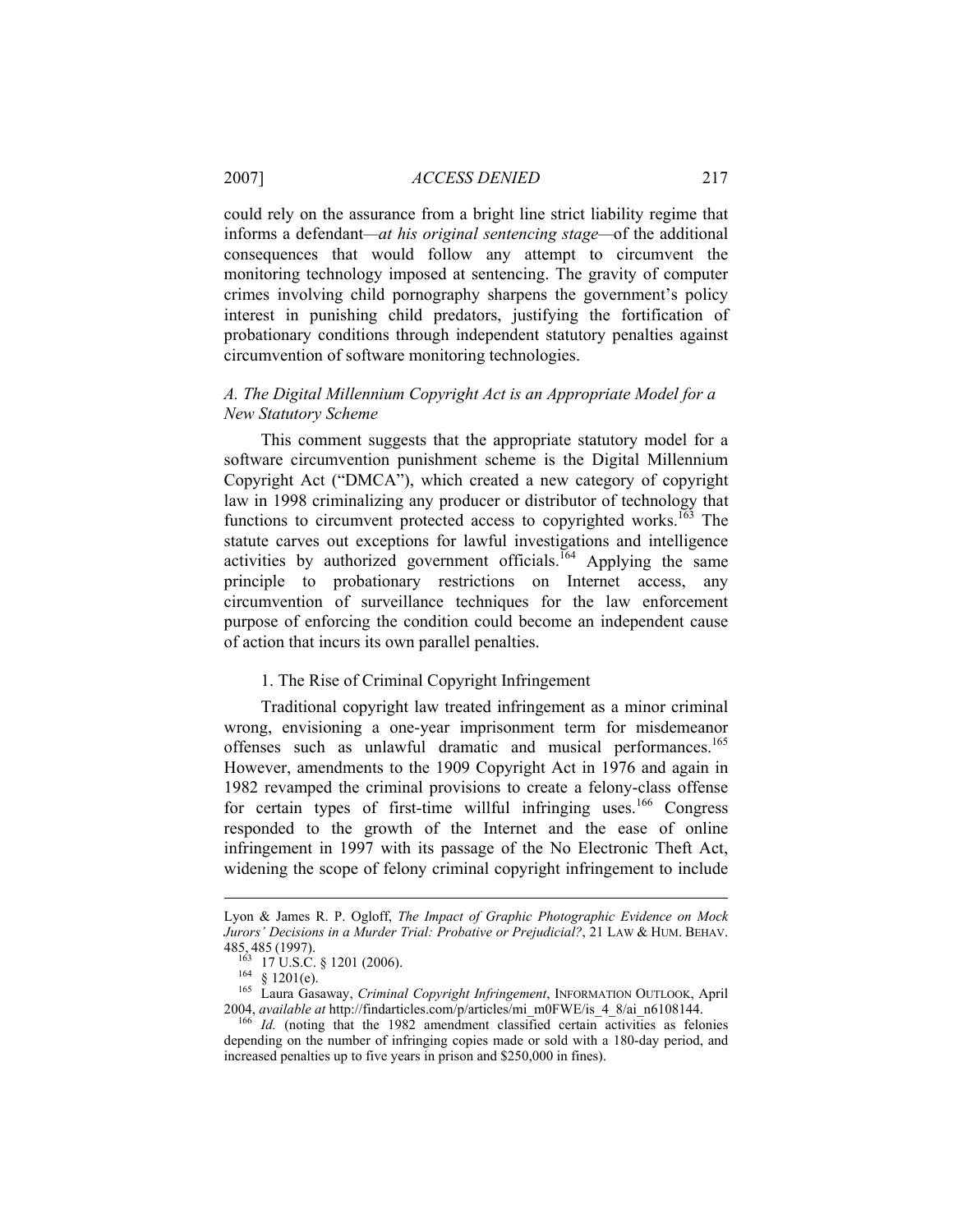could rely on the assurance from a bright line strict liability regime that informs a defendant—*at his original sentencing stage*—of the additional consequences that would follow any attempt to circumvent the monitoring technology imposed at sentencing. The gravity of computer crimes involving child pornography sharpens the government's policy interest in punishing child predators, justifying the fortification of probationary conditions through independent statutory penalties against circumvention of software monitoring technologies.

### *A. The Digital Millennium Copyright Act is an Appropriate Model for a New Statutory Scheme*

This comment suggests that the appropriate statutory model for a software circumvention punishment scheme is the Digital Millennium Copyright Act ("DMCA"), which created a new category of copyright law in 1998 criminalizing any producer or distributor of technology that functions to circumvent protected access to copyrighted works.[163] The statute carves out exceptions for lawful investigations and intelligence activities by authorized government officials.[164] Applying the same principle to probationary restrictions on Internet access, any circumvention of surveillance techniques for the law enforcement purpose of enforcing the condition could become an independent cause of action that incurs its own parallel penalties.

#### 1. The Rise of Criminal Copyright Infringement

Traditional copyright law treated infringement as a minor criminal wrong, envisioning a one-year imprisonment term for misdemeanor offenses such as unlawful dramatic and musical performances.[165] However, amendments to the 1909 Copyright Act in 1976 and again in 1982 revamped the criminal provisions to create a felony-class offense for certain types of first-time willful infringing uses.[166] Congress responded to the growth of the Internet and the ease of online infringement in 1997 with its passage of the No Electronic Theft Act, widening the scope of felony criminal copyright infringement to include

---

Lyon & James R. P. Ogloff, *The Impact of Graphic Photographic Evidence on Mock Jurors' Decisions in a Murder Trial: Probative or Prejudicial?*, 21 LAW & HUM. BEHAV. 485, 485 (1997).

[163] 17 U.S.C. § 1201 (2006).

[164] § 1201(e).

[165] Laura Gasaway, *Criminal Copyright Infringement*, INFORMATION OUTLOOK, April 2004, *available at* http://findarticles.com/p/articles/mi_m0FWE/is_4_8/ai_n6108144.

[166] *Id.* (noting that the 1982 amendment classified certain activities as felonies depending on the number of infringing copies made or sold with a 180-day period, and increased penalties up to five years in prison and $250,000 in fines).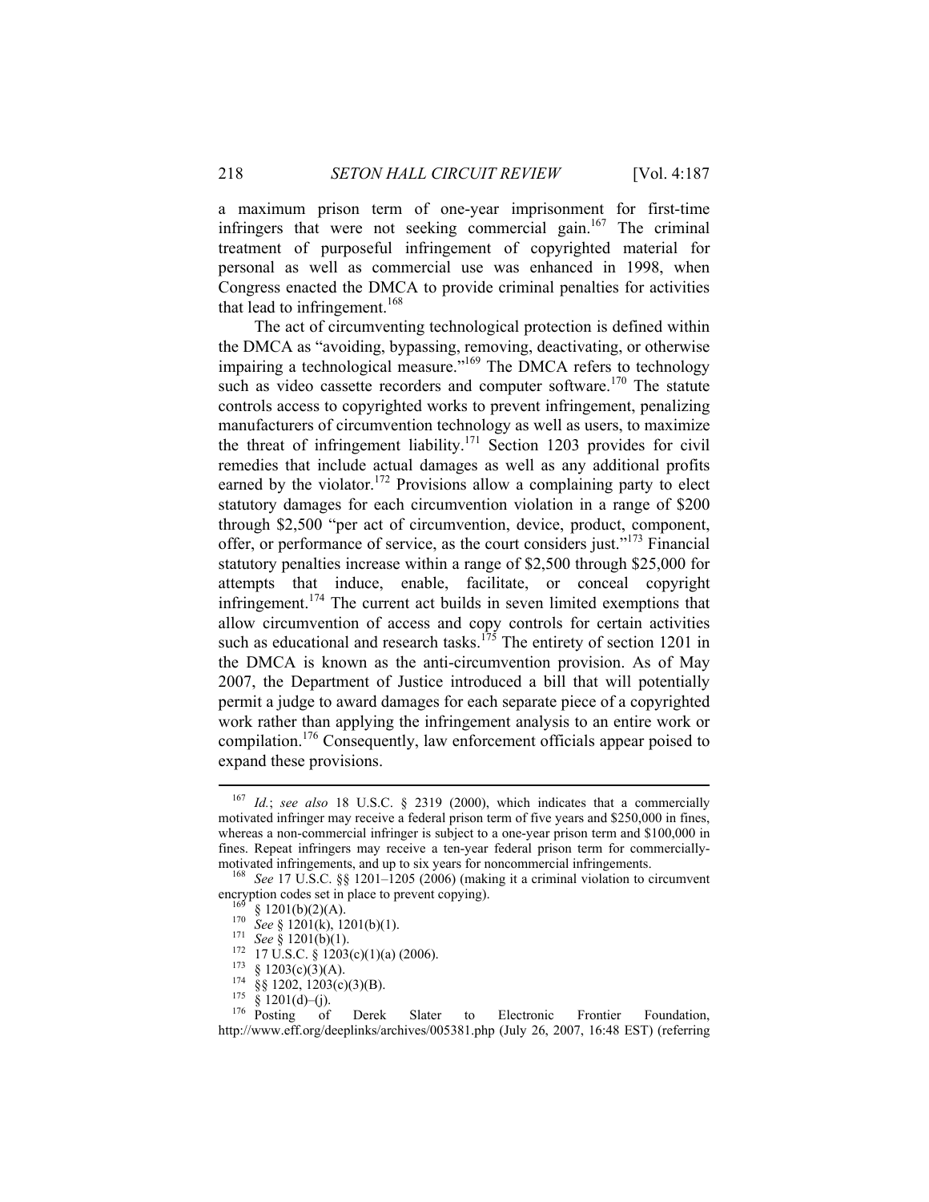a maximum prison term of one-year imprisonment for first-time infringers that were not seeking commercial gain.[167] The criminal treatment of purposeful infringement of copyrighted material for personal as well as commercial use was enhanced in 1998, when Congress enacted the DMCA to provide criminal penalties for activities that lead to infringement.[168]

The act of circumventing technological protection is defined within the DMCA as "avoiding, bypassing, removing, deactivating, or otherwise impairing a technological measure."[169] The DMCA refers to technology such as video cassette recorders and computer software.[170] The statute controls access to copyrighted works to prevent infringement, penalizing manufacturers of circumvention technology as well as users, to maximize the threat of infringement liability.[171] Section 1203 provides for civil remedies that include actual damages as well as any additional profits earned by the violator.[172] Provisions allow a complaining party to elect statutory damages for each circumvention violation in a range of $200 through $2,500 "per act of circumvention, device, product, component, offer, or performance of service, as the court considers just."[173] Financial statutory penalties increase within a range of $2,500 through $25,000 for attempts that induce, enable, facilitate, or conceal copyright infringement.[174] The current act builds in seven limited exemptions that allow circumvention of access and copy controls for certain activities such as educational and research tasks.[175] The entirety of section 1201 in the DMCA is known as the anti-circumvention provision. As of May 2007, the Department of Justice introduced a bill that will potentially permit a judge to award damages for each separate piece of a copyrighted work rather than applying the infringement analysis to an entire work or compilation.[176] Consequently, law enforcement officials appear poised to expand these provisions.

---

[167] *Id.*; *see also* 18 U.S.C. § 2319 (2000), which indicates that a commercially motivated infringer may receive a federal prison term of five years and $250,000 in fines, whereas a non-commercial infringer is subject to a one-year prison term and $100,000 in fines. Repeat infringers may receive a ten-year federal prison term for commercially-motivated infringements, and up to six years for noncommercial infringements.

[168] *See* 17 U.S.C. §§ 1201–1205 (2006) (making it a criminal violation to circumvent encryption codes set in place to prevent copying).

[169] § 1201(b)(2)(A).

[170] *See* § 1201(k), 1201(b)(1).

[171] *See* § 1201(b)(1).

[172] 17 U.S.C. § 1203(c)(1)(a) (2006).

[173] § 1203(c)(3)(A).

[174] §§ 1202, 1203(c)(3)(B).

[175] § 1201(d)–(j).

[176] Posting of Derek Slater to Electronic Frontier Foundation, http://www.eff.org/deeplinks/archives/005381.php (July 26, 2007, 16:48 EST) (referring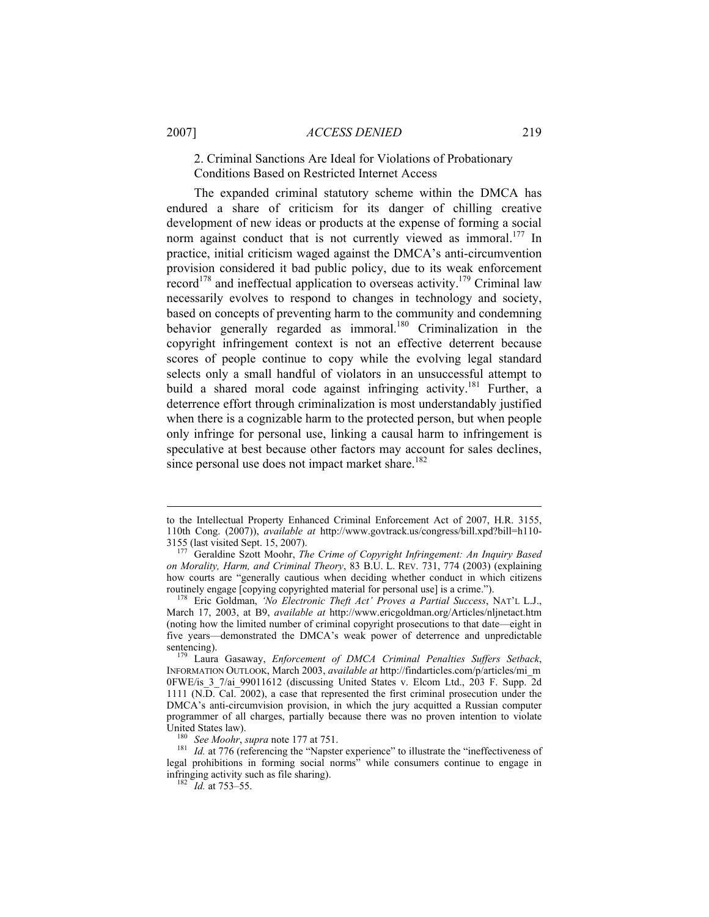2. Criminal Sanctions Are Ideal for Violations of Probationary Conditions Based on Restricted Internet Access

The expanded criminal statutory scheme within the DMCA has endured a share of criticism for its danger of chilling creative development of new ideas or products at the expense of forming a social norm against conduct that is not currently viewed as immoral.[177] In practice, initial criticism waged against the DMCA's anti-circumvention provision considered it bad public policy, due to its weak enforcement record[178] and ineffectual application to overseas activity.[179] Criminal law necessarily evolves to respond to changes in technology and society, based on concepts of preventing harm to the community and condemning behavior generally regarded as immoral.[180] Criminalization in the copyright infringement context is not an effective deterrent because scores of people continue to copy while the evolving legal standard selects only a small handful of violators in an unsuccessful attempt to build a shared moral code against infringing activity.[181] Further, a deterrence effort through criminalization is most understandably justified when there is a cognizable harm to the protected person, but when people only infringe for personal use, linking a causal harm to infringement is speculative at best because other factors may account for sales declines, since personal use does not impact market share.[182]

---

to the Intellectual Property Enhanced Criminal Enforcement Act of 2007, H.R. 3155, 110th Cong. (2007)), *available at* http://www.govtrack.us/congress/bill.xpd?bill=h110-3155 (last visited Sept. 15, 2007).

[177] Geraldine Szott Moohr, *The Crime of Copyright Infringement: An Inquiry Based on Morality, Harm, and Criminal Theory*, 83 B.U. L. REV. 731, 774 (2003) (explaining how courts are "generally cautious when deciding whether conduct in which citizens routinely engage [copying copyrighted material for personal use] is a crime.").

[178] Eric Goldman, *'No Electronic Theft Act' Proves a Partial Success*, NAT'L L.J., March 17, 2003, at B9, *available at* http://www.ericgoldman.org/Articles/nljnetact.htm (noting how the limited number of criminal copyright prosecutions to that date—eight in five years—demonstrated the DMCA's weak power of deterrence and unpredictable sentencing).

[179] Laura Gasaway, *Enforcement of DMCA Criminal Penalties Suffers Setback*, INFORMATION OUTLOOK, March 2003, *available at* http://findarticles.com/p/articles/mi_m0FWE/is_3_7/ai_99011612 (discussing United States v. Elcom Ltd., 203 F. Supp. 2d 1111 (N.D. Cal. 2002), a case that represented the first criminal prosecution under the DMCA's anti-circumvision provision, in which the jury acquitted a Russian computer programmer of all charges, partially because there was no proven intention to violate United States law).

[180] *See Moohr*, *supra* note 177 at 751.

[181] *Id.* at 776 (referencing the "Napster experience" to illustrate the "ineffectiveness of legal prohibitions in forming social norms" while consumers continue to engage in infringing activity such as file sharing).

[182] *Id.* at 753–55.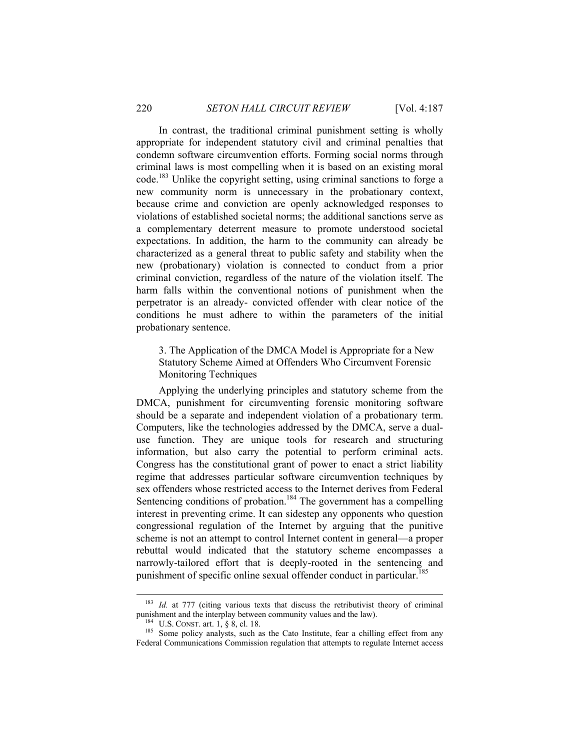In contrast, the traditional criminal punishment setting is wholly appropriate for independent statutory civil and criminal penalties that condemn software circumvention efforts. Forming social norms through criminal laws is most compelling when it is based on an existing moral code.[183] Unlike the copyright setting, using criminal sanctions to forge a new community norm is unnecessary in the probationary context, because crime and conviction are openly acknowledged responses to violations of established societal norms; the additional sanctions serve as a complementary deterrent measure to promote understood societal expectations. In addition, the harm to the community can already be characterized as a general threat to public safety and stability when the new (probationary) violation is connected to conduct from a prior criminal conviction, regardless of the nature of the violation itself. The harm falls within the conventional notions of punishment when the perpetrator is an already- convicted offender with clear notice of the conditions he must adhere to within the parameters of the initial probationary sentence.

### 3. The Application of the DMCA Model is Appropriate for a New Statutory Scheme Aimed at Offenders Who Circumvent Forensic Monitoring Techniques

Applying the underlying principles and statutory scheme from the DMCA, punishment for circumventing forensic monitoring software should be a separate and independent violation of a probationary term. Computers, like the technologies addressed by the DMCA, serve a dual-use function. They are unique tools for research and structuring information, but also carry the potential to perform criminal acts. Congress has the constitutional grant of power to enact a strict liability regime that addresses particular software circumvention techniques by sex offenders whose restricted access to the Internet derives from Federal Sentencing conditions of probation.[184] The government has a compelling interest in preventing crime. It can sidestep any opponents who question congressional regulation of the Internet by arguing that the punitive scheme is not an attempt to control Internet content in general—a proper rebuttal would indicated that the statutory scheme encompasses a narrowly-tailored effort that is deeply-rooted in the sentencing and punishment of specific online sexual offender conduct in particular.[185]

---

[183] *Id.* at 777 (citing various texts that discuss the retributivist theory of criminal punishment and the interplay between community values and the law).

[184] U.S. CONST. art. 1, § 8, cl. 18.

[185] Some policy analysts, such as the Cato Institute, fear a chilling effect from any Federal Communications Commission regulation that attempts to regulate Internet access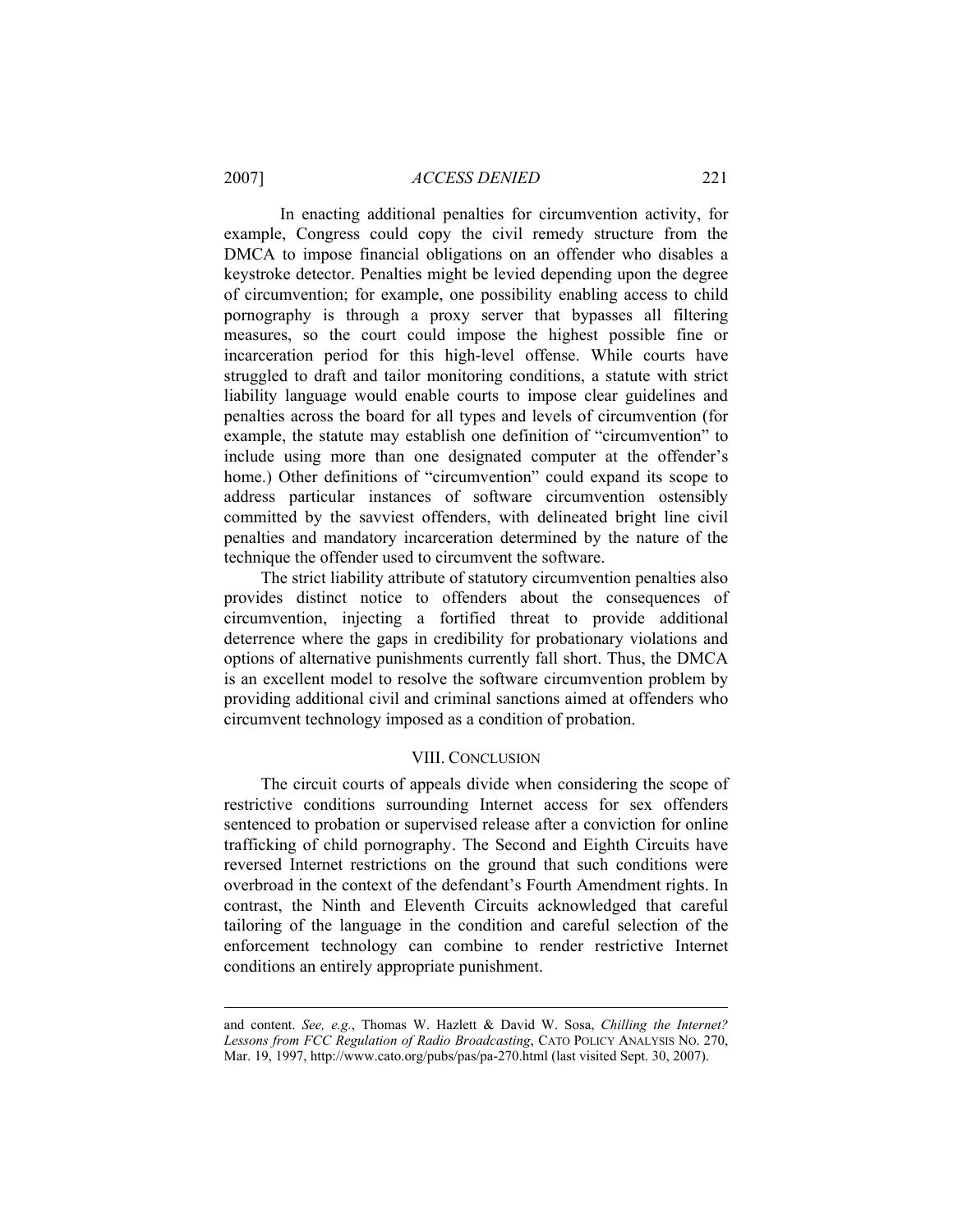In enacting additional penalties for circumvention activity, for example, Congress could copy the civil remedy structure from the DMCA to impose financial obligations on an offender who disables a keystroke detector. Penalties might be levied depending upon the degree of circumvention; for example, one possibility enabling access to child pornography is through a proxy server that bypasses all filtering measures, so the court could impose the highest possible fine or incarceration period for this high-level offense. While courts have struggled to draft and tailor monitoring conditions, a statute with strict liability language would enable courts to impose clear guidelines and penalties across the board for all types and levels of circumvention (for example, the statute may establish one definition of "circumvention" to include using more than one designated computer at the offender's home.) Other definitions of "circumvention" could expand its scope to address particular instances of software circumvention ostensibly committed by the savviest offenders, with delineated bright line civil penalties and mandatory incarceration determined by the nature of the technique the offender used to circumvent the software.

The strict liability attribute of statutory circumvention penalties also provides distinct notice to offenders about the consequences of circumvention, injecting a fortified threat to provide additional deterrence where the gaps in credibility for probationary violations and options of alternative punishments currently fall short. Thus, the DMCA is an excellent model to resolve the software circumvention problem by providing additional civil and criminal sanctions aimed at offenders who circumvent technology imposed as a condition of probation.

## VIII. CONCLUSION

The circuit courts of appeals divide when considering the scope of restrictive conditions surrounding Internet access for sex offenders sentenced to probation or supervised release after a conviction for online trafficking of child pornography. The Second and Eighth Circuits have reversed Internet restrictions on the ground that such conditions were overbroad in the context of the defendant's Fourth Amendment rights. In contrast, the Ninth and Eleventh Circuits acknowledged that careful tailoring of the language in the condition and careful selection of the enforcement technology can combine to render restrictive Internet conditions an entirely appropriate punishment.

---

and content. *See, e.g.*, Thomas W. Hazlett & David W. Sosa, *Chilling the Internet? Lessons from FCC Regulation of Radio Broadcasting*, CATO POLICY ANALYSIS NO. 270, Mar. 19, 1997, http://www.cato.org/pubs/pas/pa-270.html (last visited Sept. 30, 2007).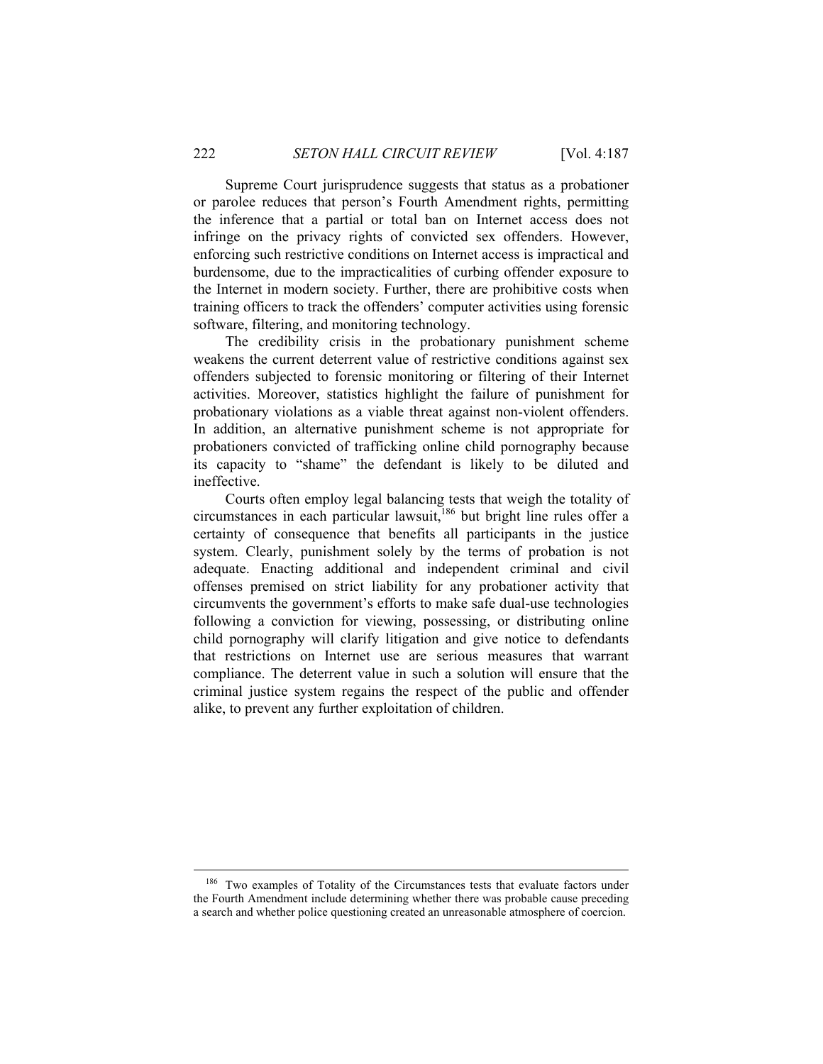Supreme Court jurisprudence suggests that status as a probationer or parolee reduces that person's Fourth Amendment rights, permitting the inference that a partial or total ban on Internet access does not infringe on the privacy rights of convicted sex offenders. However, enforcing such restrictive conditions on Internet access is impractical and burdensome, due to the impracticalities of curbing offender exposure to the Internet in modern society. Further, there are prohibitive costs when training officers to track the offenders' computer activities using forensic software, filtering, and monitoring technology.

The credibility crisis in the probationary punishment scheme weakens the current deterrent value of restrictive conditions against sex offenders subjected to forensic monitoring or filtering of their Internet activities. Moreover, statistics highlight the failure of punishment for probationary violations as a viable threat against non-violent offenders. In addition, an alternative punishment scheme is not appropriate for probationers convicted of trafficking online child pornography because its capacity to "shame" the defendant is likely to be diluted and ineffective.

Courts often employ legal balancing tests that weigh the totality of circumstances in each particular lawsuit,[186] but bright line rules offer a certainty of consequence that benefits all participants in the justice system. Clearly, punishment solely by the terms of probation is not adequate. Enacting additional and independent criminal and civil offenses premised on strict liability for any probationer activity that circumvents the government's efforts to make safe dual-use technologies following a conviction for viewing, possessing, or distributing online child pornography will clarify litigation and give notice to defendants that restrictions on Internet use are serious measures that warrant compliance. The deterrent value in such a solution will ensure that the criminal justice system regains the respect of the public and offender alike, to prevent any further exploitation of children.

---

[186] Two examples of Totality of the Circumstances tests that evaluate factors under the Fourth Amendment include determining whether there was probable cause preceding a search and whether police questioning created an unreasonable atmosphere of coercion.